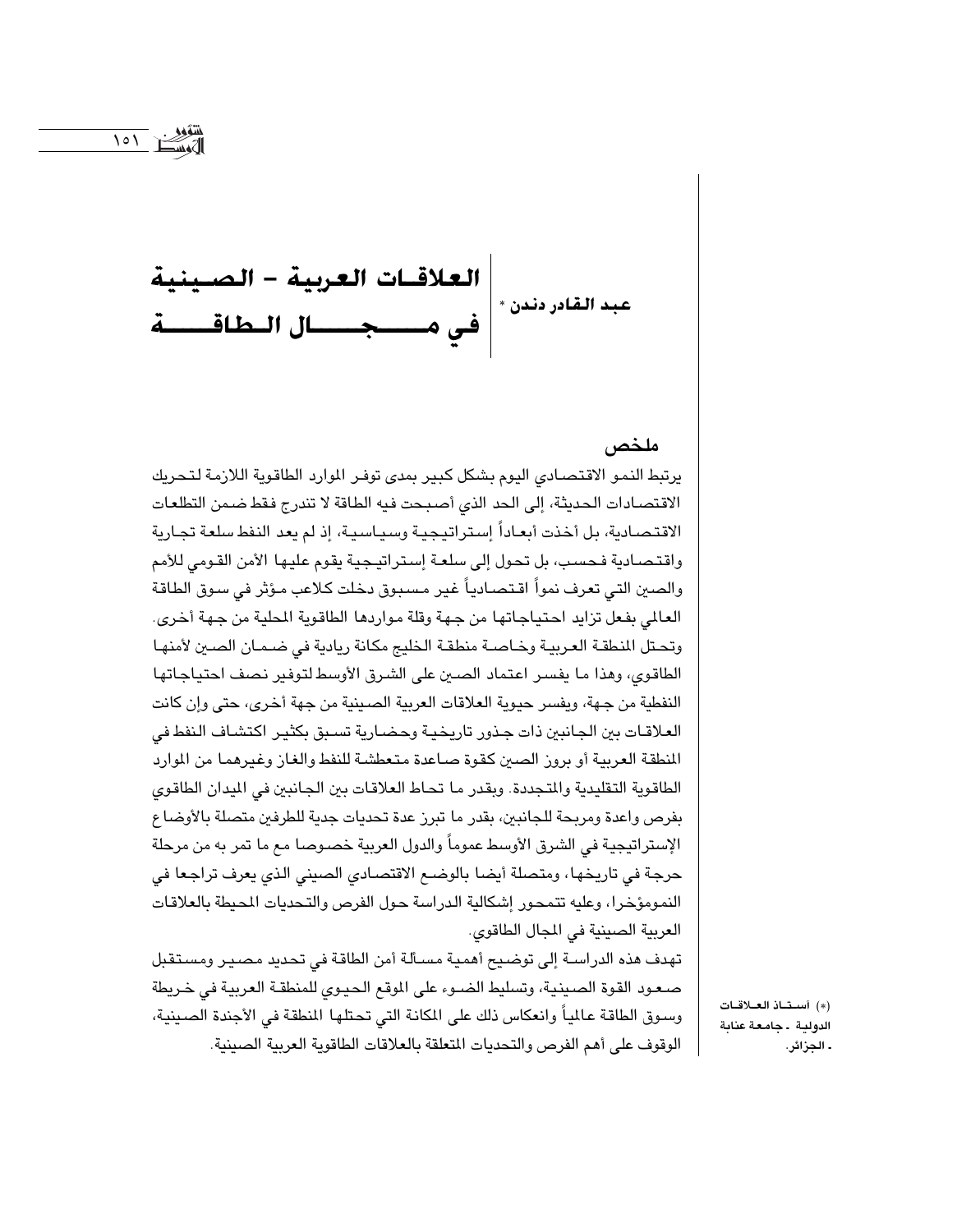# العلاقات العربية - الصينية في مجال الطاقة

عبد القادر دندن *

## ملخص

يرتبط النمو الاقتصادي اليوم بشكل كبير بمدى توفر الموارد الطاقوية اللازمة لتحريك الاقتصادات الحديثة، إلى الحد الذي أصبحت فيه الطاقة لا تندرج فقط ضمن التطلعات الاقتصادية، بل أخذت أبعاداً إستراتيجية وسياسية، إذ لم يعد النفط سلعة تجارية واقتصادية فحسب، بل تحول إلى سلعة إستراتيجية يقوم عليها الأمن القومي للأمم والصين التي تعرف نمواً اقتصادياً غير مسبوق دخلت كلاعب مؤثر في سوق الطاقة العالمي بفعل تزايد احتياجاتها من جهة وقلة مواردها الطاقوية المحلية من جهة أخرى. وتحتل المنطقة العربية وخاصة منطقة الخليج مكانة ريادية في ضمان الصين لأمنها الطاقوي، وهذا ما يفسر اعتماد الصين على الشرق الأوسط لتوفير نصف احتياجاتها النفطية من جهة، ويفسر حيوية العلاقات العربية الصينية من جهة أخرى، حتى وإن كانت العلاقات بين الجانبين ذات جذور تاريخية وحضارية تسبق بكثير اكتشاف النفط في المنطقة العربية أو بروز الصين كقوة صاعدة متعطشة للنفط والغاز وغيرهما من الموارد الطاقوية التقليدية والمتجددة. وبقدر ما تحاط العلاقات بين الجانبين في الميدان الطاقوي بفرص واعدة ومربحة للجانبين، بقدر ما تبرز عدة تحديات جدية للطرفين متصلة بالأوضاع الإستراتيجية في الشرق الأوسط عموماً والدول العربية خصوصا مع ما تمر به من مرحلة حرجة في تاريخها، ومتصلة أيضا بالوضع الاقتصادي الصيني الذي يعرف تراجعا في النمومؤخرا، وعليه تتمحور إشكالية الدراسة حول الفرص والتحديات المحيطة بالعلاقات العربية الصينية في المجال الطاقوي.

تهدف هذه الدراسة إلى توضيح أهمية مسألة أمن الطاقة في تحديد مصير ومستقبل صعود القوة الصينية، وتسليط الضوء على الموقع الحيوي للمنطقة العربية في خريطة وسوق الطاقة عالمياً وانعكاس ذلك على المكانة التي تحتلها المنطقة في الأجندة الصينية، الوقوف على أهم الفرص والتحديات المتعلقة بالعلاقات الطاقوية العربية الصينية.

(*) أستاذ العلاقات الدولية - جامعة عنابة - الجزائر.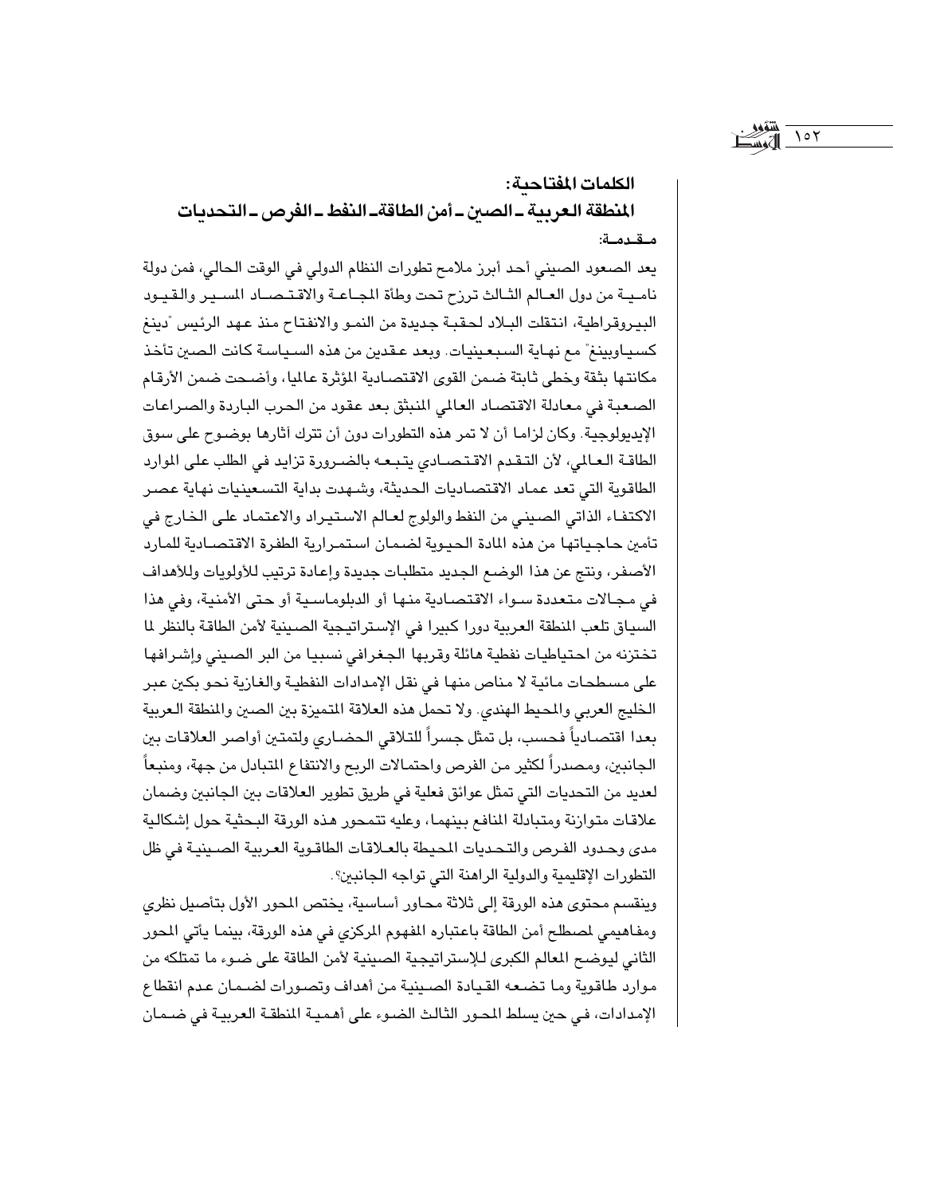**الكلمات المفتاحية:**

**المنطقة العربية ـ الصين ـ أمن الطاقة ـ النفط ـ الفرص ـ التحديات**

مـقـدمـة:

يعد الصعود الصيني أحد أبرز ملامح تطورات النظام الدولي في الوقت الحالي، فمن دولة نامية من دول العالم الثالث ترزح تحت وطأة المجاعة والاقتصاد المسير والقيود البيروقراطية، انتقلت البلاد لحقبة جديدة من النمو والانفتاح منذ عهد الرئيس "دينغ كسياوبينغ" مع نهاية السبعينيات. وبعد عقدين من هذه السياسة كانت الصين تأخذ مكانتها بثقة وخطى ثابتة ضمن القوى الاقتصادية المؤثرة عالميا، وأضحت ضمن الأرقام الصعبة في معادلة الاقتصاد العالمي المنبثق بعد عقود من الحرب الباردة والصراعات الإيديولوجية. وكان لزاما أن لا تمر هذه التطورات دون أن تترك آثارها بوضوح على سوق الطاقة العالمي، لأن التقدم الاقتصادي يتبعه بالضرورة تزايد في الطلب على الموارد الطاقوية التي تعد عماد الاقتصاديات الحديثة، وشهدت بداية التسعينيات نهاية عصر الاكتفاء الذاتي الصيني من النفط والولوج لعالم الاستيراد والاعتماد على الخارج في تأمين حاجياتها من هذه المادة الحيوية لضمان استمرارية الطفرة الاقتصادية للمارد الأصفر، ونتج عن هذا الوضع الجديد متطلبات جديدة وإعادة ترتيب للأولويات وللأهداف في مجالات متعددة سواء الاقتصادية منها أو الدبلوماسية أو حتى الأمنية، وفي هذا السياق تلعب المنطقة العربية دورا كبيرا في الإستراتيجية الصينية لأمن الطاقة بالنظر لما تختزنه من احتياطيات نفطية هائلة وقربها الجغرافي نسبيا من البر الصيني وإشرافها على مسطحات مائية لا مناص منها في نقل الإمدادات النفطية والغازية نحو بكين عبر الخليج العربي والمحيط الهندي. ولا تحمل هذه العلاقة المتميزة بين الصين والمنطقة العربية بعدا اقتصادياً فحسب، بل تمثل جسراً للتلاقي الحضاري ولتمتين أواصر العلاقات بين الجانبين، ومصدراً لكثير من الفرص واحتمالات الربح والانتفاع المتبادل من جهة، ومنبعاً لعديد من التحديات التي تمثل عوائق فعلية في طريق تطوير العلاقات بين الجانبين وضمان علاقات متوازنة ومتبادلة المنافع بينهما، وعليه تتمحور هذه الورقة البحثية حول إشكالية مدى وحدود الفرص والتحديات المحيطة بالعلاقات الطاقوية العربية الصينية في ظل التطورات الإقليمية والدولية الراهنة التي تواجه الجانبين؟.

وينقسم محتوى هذه الورقة إلى ثلاثة محاور أساسية، يختص المحور الأول بتأصيل نظري ومفاهيمي لمصطلح أمن الطاقة باعتباره المفهوم المركزي في هذه الورقة، بينما يأتي المحور الثاني ليوضح المعالم الكبرى للإستراتيجية الصينية لأمن الطاقة على ضوء ما تمتلكه من موارد طاقوية وما تضعه القيادة الصينية من أهداف وتصورات لضمان عدم انقطاع الإمدادات، في حين يسلط المحور الثالث الضوء على أهمية المنطقة العربية في ضمان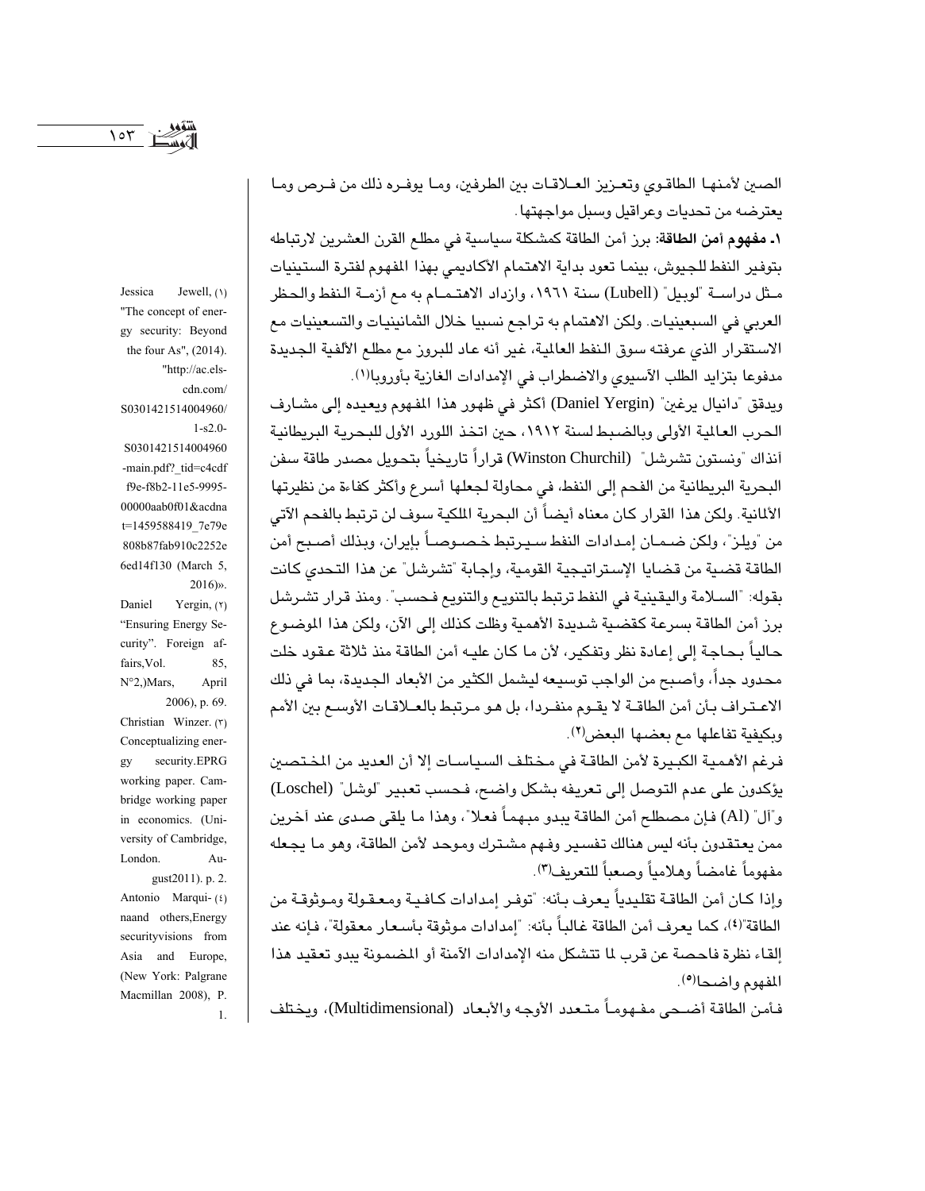الصين لأمنها الطاقوي وتعزيز العلاقات بين الطرفين، وما يوفره ذلك من فرص وما يعترضه من تحديات وعراقيل وسبل مواجهتها.

**١- مفهوم أمن الطاقة:** برز أمن الطاقة كمشكلة سياسية في مطلع القرن العشرين لارتباطه بتوفير النفط للجيوش، بينما تعود بداية الاهتمام الأكاديمي بهذا المفهوم لفترة الستينيات مثل دراسة "لوبيل" (Lubell) سنة ١٩٦١، وازداد الاهتمام به مع أزمة النفط والحظر العربي في السبعينيات. ولكن الاهتمام به تراجع نسبيا خلال الثمانينيات والتسعينيات مع الاستقرار الذي عرفته سوق النفط العالمية، غير أنه عاد للبروز مع مطلع الألفية الجديدة مدفوعا بتزايد الطلب الآسيوي والاضطراب في الإمدادات الغازية بأوروبا[١].

ويدقق "دانيال يرغين" (Daniel Yergin) أكثر في ظهور هذا المفهوم ويعيده إلى مشارف الحرب العالمية الأولى وبالضبط لسنة ١٩١٢، حين اتخذ اللورد الأول للبحرية البريطانية آنذاك "ونستون تشرشل" (Winston Churchil) قراراً تاريخياً بتحويل مصدر طاقة سفن البحرية البريطانية من الفحم إلى النفط، في محاولة لجعلها أسرع وأكثر كفاءة من نظيرتها الألمانية. ولكن هذا القرار كان معناه أيضاً أن البحرية الملكية سوف لن ترتبط بالفحم الآتي من "ويلز"، ولكن ضمان إمدادات النفط سيرتبط خصوصاً بإيران، وبذلك أصبح أمن الطاقة قضية من قضايا الإستراتيجية القومية، وإجابة "تشرشل" عن هذا التحدي كانت بقوله: "السلامة واليقينية في النفط ترتبط بالتنويع والتنويع فحسب". ومنذ قرار تشرشل برز أمن الطاقة بسرعة كقضية شديدة الأهمية وظلت كذلك إلى الآن، ولكن هذا الموضوع حالياً بحاجة إلى إعادة نظر وتفكير، لأن ما كان عليه أمن الطاقة منذ ثلاثة عقود خلت محدود جداً، وأصبح من الواجب توسيعه ليشمل الكثير من الأبعاد الجديدة، بما في ذلك الاعتراف بأن أمن الطاقة لا يقوم منفردا، بل هو مرتبط بالعلاقات الأوسع بين الأمم وبكيفية تفاعلها مع بعضها البعض[٢].

فرغم الأهمية الكبيرة لأمن الطاقة في مختلف السياسات إلا أن العديد من المختصين يؤكدون على عدم التوصل إلى تعريفه بشكل واضح، فحسب تعبير "لوشل" (Loschel) و"آل" (Al) فإن مصطلح أمن الطاقة يبدو مبهماً فعلا"، وهذا ما يلقى صدى عند آخرين ممن يعتقدون بأنه ليس هنالك تفسير وفهم مشترك وموحد لأمن الطاقة، وهو ما يجعله مفهوماً غامضاً وهلامياً وصعباً للتعريف[٣].

وإذا كان أمن الطاقة تقليدياً يعرف بأنه: "توفر إمدادات كافية ومعقولة وموثوقة من الطاقة"[٤]، كما يعرف أمن الطاقة غالباً بأنه: "إمدادات موثوقة بأسعار معقولة"، فإنه عند إلقاء نظرة فاحصة عن قرب لما تتشكل منه الإمدادات الآمنة أو المضمونة يبدو تعقيد هذا المفهوم واضحا[٥].

فأمن الطاقة أضحى مفهوماً متعدد الأوجه والأبعاد (Multidimensional)، ويختلف

---

(١) Jessica Jewell, "The concept of energy security: Beyond the four As", (2014). "http://ac.els-cdn.com/S0301421514004960/1-s2.0-S0301421514004960-main.pdf?_tid=c4cdff9e-f8b2-11e5-9995-00000aab0f01&acdnat=1459588419_7e79e808b87fab910c2252e6ed14f130 (March 5, 2016)».

(٢) Daniel Yergin, "Ensuring Energy Security". Foreign affairs,Vol. 85, N°2,)Mars, April 2006), p. 69.

(٣) Christian Winzer. Conceptualizing energy security.EPRG working paper. Cambridge working paper in economics. (University of Cambridge, London. August2011). p. 2.

(٤) Antonio Marquinaand others,Energy securityvisions from Asia and Europe, (New York: Palgrane Macmillan 2008), P. 1.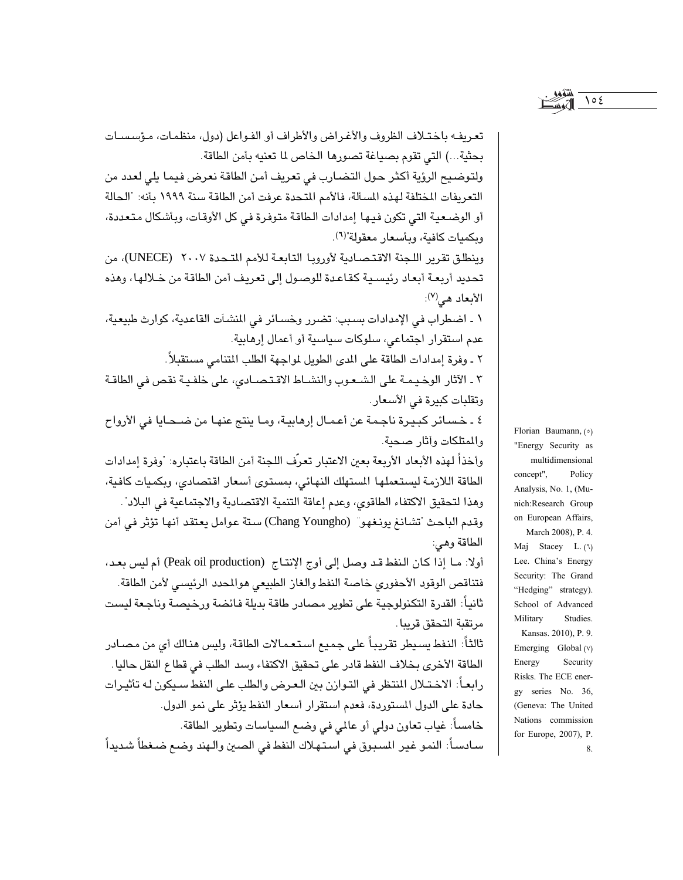تعريفه باختلاف الظروف والأغراض والأطراف أو الفواعل (دول، منظمات، مؤسسات بحثية...) التي تقوم بصياغة تصورها الخاص لما تعنيه بأمن الطاقة.

ولتوضيح الرؤية أكثر حول التضارب في تعريف أمن الطاقة نعرض فيما يلي لعدد من التعريفات المختلفة لهذه المسألة، فالأمم المتحدة عرفت أمن الطاقة سنة ١٩٩٩ بأنه: "الحالة أو الوضعية التي تكون فيها إمدادات الطاقة متوفرة في كل الأوقات، وبأشكال متعددة، وبكميات كافية، وبأسعار معقولة"(٦).

وينطلق تقرير اللجنة الاقتصادية لأوروبا التابعة للأمم المتحدة ٢٠٠٧ (UNECE)، من تحديد أربعة أبعاد رئيسية كقاعدة للوصول إلى تعريف أمن الطاقة من خلالها، وهذه الأبعاد هي(٧):

١ ـ اضطراب في الإمدادات بسبب: تضرر وخسائر في المنشآت القاعدية، كوارث طبيعية، عدم استقرار اجتماعي، سلوكات سياسية أو أعمال إرهابية.

٢ ـ وفرة إمدادات الطاقة على المدى الطويل لمواجهة الطلب المتنامي مستقبلاً.

٣ ـ الآثار الوخيمة على الشعوب والنشاط الاقتصادي، على خلفية نقص في الطاقة وتقلبات كبيرة في الأسعار.

٤ ـ خسائر كبيرة ناجمة عن أعمال إرهابية، وما ينتج عنها من ضحايا في الأرواح والممتلكات وآثار صحية.

وأخذاً لهذه الأبعاد الأربعة بعين الاعتبار تعرّف اللجنة أمن الطاقة باعتباره: "وفرة إمدادات الطاقة اللازمة ليستعملها المستهلك النهائي، بمستوى أسعار اقتصادي، وبكميات كافية، وهذا لتحقيق الاكتفاء الطاقوي، وعدم إعاقة التنمية الاقتصادية والاجتماعية في البلاد".

وقدم الباحث "تشانغ يونغهو" (Chang Youngho) ستة عوامل يعتقد أنها تؤثر في أمن الطاقة وهي:

أولا: ما إذا كان النفط قد وصل إلى أوج الإنتاج (Peak oil production) أم ليس بعد، فتناقص الوقود الأحفوري خاصة النفط والغاز الطبيعي هوالمحدد الرئيسي لأمن الطاقة.

ثانياً: القدرة التكنولوجية على تطوير مصادر طاقة بديلة فائضة ورخيصة وناجعة ليست مرتقبة التحقق قريبا.

ثالثاً: النفط يسيطر تقريباً على جميع استعمالات الطاقة، وليس هنالك أي من مصادر الطاقة الأخرى بخلاف النفط قادر على تحقيق الاكتفاء وسد الطلب في قطاع النقل حاليا.

رابعاً: الاختلال المنتظر في التوازن بين العرض والطلب على النفط سيكون له تأثيرات حادة على الدول المستوردة، فعدم استقرار أسعار النفط يؤثر على نمو الدول.

خامساً: غياب تعاون دولي أو عالمي في وضع السياسات وتطوير الطاقة.

سادساً: النمو غير المسبوق في استهلاك النفط في الصين والهند وضع ضغطاً شديداً

---

(٥) Florian Baumann, "Energy Security as multidimensional concept", Policy Analysis, No. 1, (Munich:Research Group on European Affairs, March 2008), P. 4.

(٦) Maj Stacey L. Lee. China's Energy Security: The Grand "Hedging" strategy). School of Advanced Military Studies. Kansas. 2010), P. 9.

(٧) Emerging Global Energy Security Risks. The ECE energy series No. 36, (Geneva: The United Nations commission for Europe, 2007), P. 8.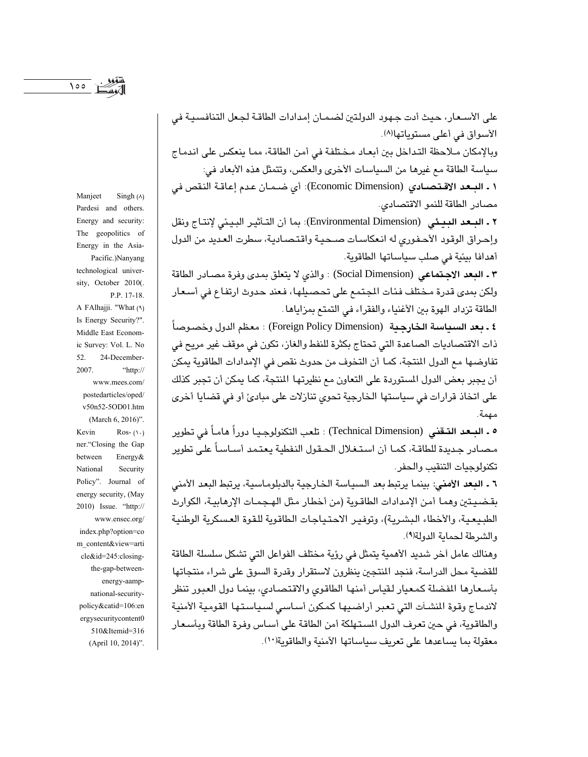على الأسعار، حيث أدت جهود الدولتين لضمان إمدادات الطاقة لجعل التنافسية في الأسواق في أعلى مستوياتها(٨).

وبالإمكان ملاحظة التداخل بين أبعاد مختلفة في أمن الطاقة، مما ينعكس على اندماج سياسة الطاقة مع غيرها من السياسات الأخرى والعكس، وتتمثل هذه الأبعاد في:

**١ ـ البعد الاقتصادي** (Economic Dimension): أي ضمان عدم إعاقة النقص في مصادر الطاقة للنمو الاقتصادي.

**٢ ـ البعد البيئي** (Environmental Dimension): بما أن التأثير البيئي لإنتاج ونقل وإحراق الوقود الأحفوري له انعكاسات صحية واقتصادية، سطرت العديد من الدول أهدافا بيئية في صلب سياساتها الطاقوية.

**٣ ـ البعد الاجتماعي** (Social Dimension) : والذي لا يتعلق بمدى وفرة مصادر الطاقة ولكن بمدى قدرة مختلف فئات المجتمع على تحصيلها، فعند حدوث ارتفاع في أسعار الطاقة تزداد الهوة بين الأغنياء والفقراء في التمتع بمزاياها.

**٤ ـ بعد السياسة الخارجية** (Foreign Policy Dimension) : معظم الدول وخصوصاً ذات الاقتصاديات الصاعدة التي تحتاج بكثرة للنفط والغاز، تكون في موقف غير مريح في تفاوضها مع الدول المنتجة، كما أن التخوف من حدوث نقص في الإمدادات الطاقوية يمكن أن يجبر بعض الدول المستوردة على التعاون مع نظيرتها المنتجة، كما يمكن أن تجبر كذلك على اتخاذ قرارات في سياستها الخارجية تحوي تنازلات على مبادئ أو في قضايا أخرى مهمة.

**٥ ـ البعد التقني** (Technical Dimension) : تلعب التكنولوجيا دوراً هاماً في تطوير مصادر جديدة للطاقة، كما أن استغلال الحقول النفطية يعتمد أساساً على تطوير تكنولوجيات التنقيب والحفر.

**٦ ـ البعد الأمني**: بينما يرتبط بعد السياسة الخارجية بالدبلوماسية، يرتبط البعد الأمني بقضيتين وهما أمن الإمدادات الطاقوية (من أخطار مثل الهجمات الإرهابية، الكوارث الطبيعية، والأخطاء البشرية)، وتوفير الاحتياجات الطاقوية للقوة العسكرية الوطنية والشرطة لحماية الدولة(٩).

وهنالك عامل آخر شديد الأهمية يتمثل في رؤية مختلف الفواعل التي تشكل سلسلة الطاقة للقضية محل الدراسة، فنجد المنتجين ينظرون لاستقرار وقدرة السوق على شراء منتجاتها بأسعارها المفضلة كمعيار لقياس أمنها الطاقوي والاقتصادي، بينما دول العبور تنظر لاندماج وقوة المنشآت التي تعبر أراضيها كمكون أساسي لسياستها القومية الأمنية والطاقوية، في حين تعرف الدول المستهلكة أمن الطاقة على أساس وفرة الطاقة وبأسعار معقولة بما يساعدها على تعريف سياساتها الأمنية والطاقوية(١٠).

---

(٨) Manjeet Singh Pardesi and others. Energy and security: The geopolitics of Energy in the Asia-Pacific.)Nanyang technological university, October 2010(. P.P. 17-18.

(٩) A FAlhajji. "What Is Energy Security?". Middle East Economic Survey: Vol. L. No 52. 24-December-2007. "http://www.mees.com/postedarticles/oped/v50n52-5OD01.htm (March 6, 2016)".

(١٠) Kevin Rosner."Closing the Gap between Energy& National Security Policy". Journal of energy security, (May 2010) Issue. "http://www.ensec.org/index.php?option=com_content&view=article&id=245:closing-the-gap-between-energy-aamp-national-security-policy&catid=106:energysecuritycontent0510&Itemid=316 (April 10, 2014)".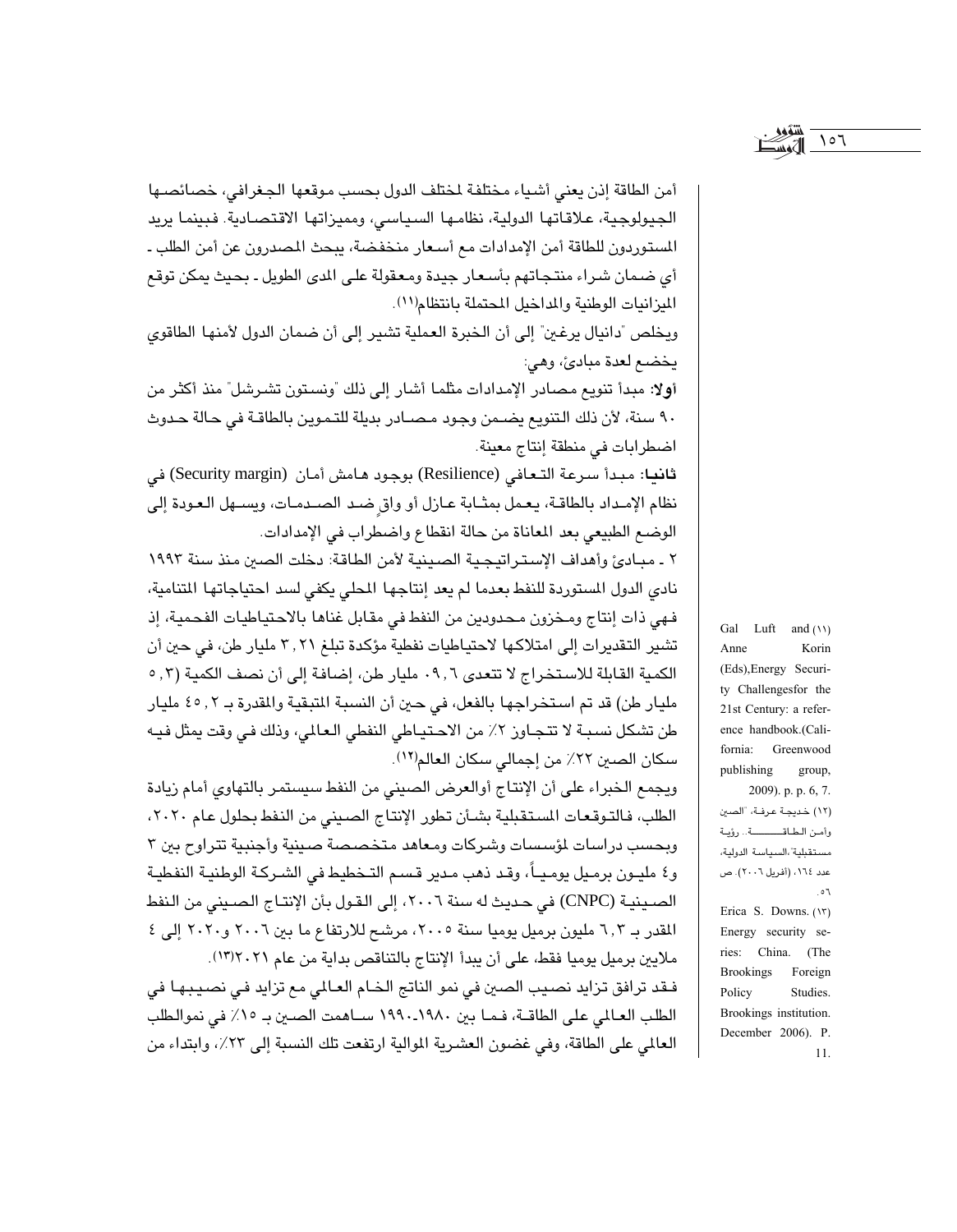أمن الطاقة إذن يعني أشياء مختلفة لمختلف الدول بحسب موقعها الجغرافي، خصائصها الجيولوجية، علاقاتها الدولية، نظامها السياسي، ومميزاتها الاقتصادية. فبينما يريد المستوردون للطاقة أمن الإمدادات مع أسعار منخفضة، يبحث المصدرون عن أمن الطلب - أي ضمان شراء منتجاتهم بأسعار جيدة ومعقولة على المدى الطويل - بحيث يمكن توقع الميزانيات الوطنية والمداخيل المحتملة بانتظام[11].

ويخلص "دانيال يرغين" إلى أن الخبرة العملية تشير إلى أن ضمان الدول لأمنها الطاقوي يخضع لعدة مبادئ، وهي:

**أولا**: مبدأ تنويع مصادر الإمدادات مثلما أشار إلى ذلك "ونستون تشرشل" منذ أكثر من ٩٠ سنة، لأن ذلك التنويع يضمن وجود مصادر بديلة للتموين بالطاقة في حالة حدوث اضطرابات في منطقة إنتاج معينة.

**ثانيا**: مبدأ سرعة التعافي (Resilience) بوجود هامش أمان (Security margin) في نظام الإمداد بالطاقة، يعمل بمثابة عازل أو واقٍ ضد الصدمات، ويسهل العودة إلى الوضع الطبيعي بعد المعاناة من حالة انقطاع واضطراب في الإمدادات.

٢ - مبادئ وأهداف الإستراتيجية الصينية لأمن الطاقة: دخلت الصين منذ سنة ١٩٩٣ نادي الدول المستوردة للنفط بعدما لم يعد إنتاجها المحلي يكفي لسد احتياجاتها المتنامية، فهي ذات إنتاج ومخزون محدودين من النفط في مقابل غناها بالاحتياطيات الفحمية، إذ تشير التقديرات إلى امتلاكها لاحتياطيات نفطية مؤكدة تبلغ ٣,٢١ مليار طن، في حين أن الكمية القابلة للاستخراج لا تتعدى ٩,٦٠ مليار طن، إضافة إلى أن نصف الكمية (٥,٣ مليار طن) قد تم استخراجها بالفعل، في حين أن النسبة المتبقية والمقدرة بـ ٤٥,٢ مليار طن تشكل نسبة لا تتجاوز ٢٪ من الاحتياطي النفطي العالمي، وذلك في وقت يمثل فيه سكان الصين ٢٢٪ من إجمالي سكان العالم[12].

ويجمع الخبراء على أن الإنتاج أوالعرض الصيني من النفط سيستمر بالتهاوي أمام زيادة الطلب، فالتوقعات المستقبلية بشأن تطور الإنتاج الصيني من النفط بحلول عام ٢٠٢٠، وبحسب دراسات لمؤسسات وشركات ومعاهد متخصصة صينية وأجنبية تتراوح بين ٣ و٤ مليون برميل يومياً، وقد ذهب مدير قسم التخطيط في الشركة الوطنية النفطية الصينية (CNPC) في حديث له سنة ٢٠٠٦، إلى القول بأن الإنتاج الصيني من النفط المقدر بـ ٣,٦ مليون برميل يوميا سنة ٢٠٠٥، مرشح للارتفاع ما بين ٢٠٠٦ و٢٠٢٠ إلى ٤ ملايين برميل يوميا فقط، على أن يبدأ الإنتاج بالتناقص بداية من عام ٢٠٢١[13].

فقد ترافق تزايد نصيب الصين في نمو الناتج الخام العالمي مع تزايد في نصيبها في الطلب العالمي على الطاقة، فما بين ١٩٨٠-١٩٩٠ ساهمت الصين بـ ١٥٪ في نموالطلب العالمي على الطاقة، وفي غضون العشرية الموالية ارتفعت تلك النسبة إلى ٢٣٪، وابتداء من

---

(11) Gal Luft and Anne Korin (Eds),Energy Security Challengesfor the 21st Century: a reference handbook.(California: Greenwood publishing group, 2009). p. p. 6, 7.

(12) خديجة عرفة، "الصين وأمن الطاقة.. رؤية مستقبلية"،السياسة الدولية، عدد ١٦٤، (أفريل ٢٠٠٦). ص ٥٦.

(13) Erica S. Downs. Energy security series: China. (The Brookings Foreign Policy Studies. Brookings institution. December 2006). P. 11.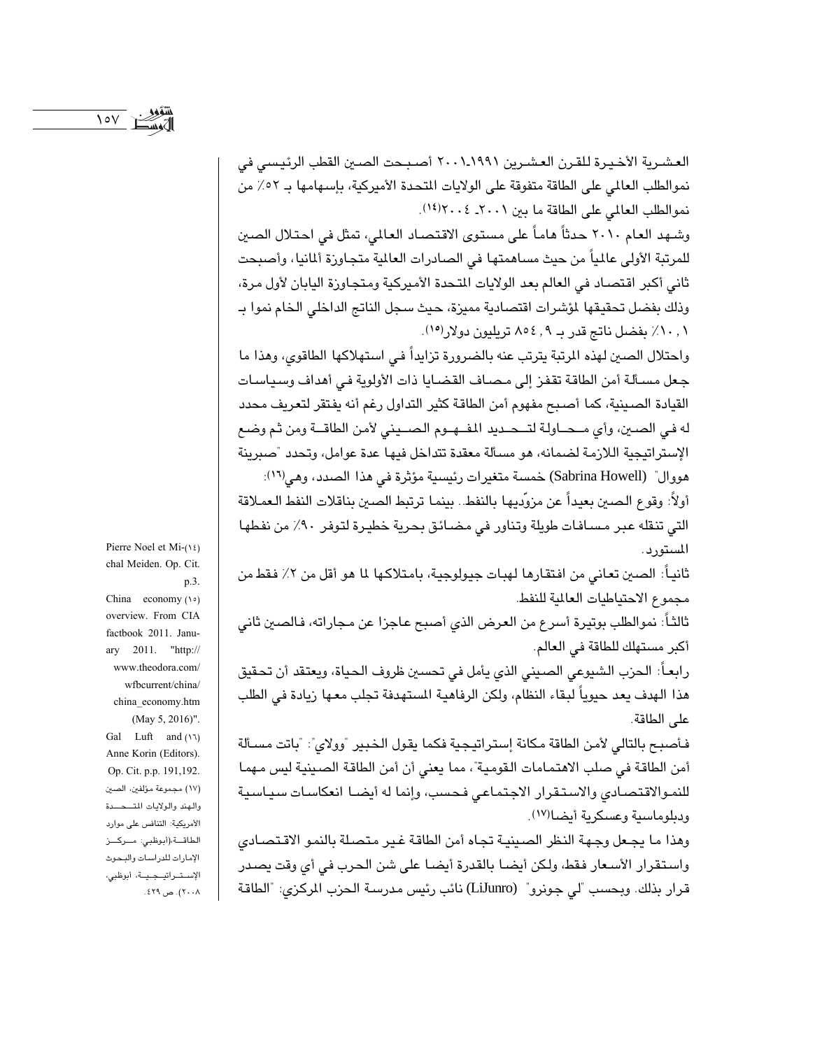العشرية الأخيرة للقرن العشرين ١٩٩١-٢٠٠١ أصبحت الصين القطب الرئيسي في نموالطلب العالمي على الطاقة متفوقة على الولايات المتحدة الأمريكية، بإسهامها بـ ٥٢٪ من نموالطلب العالمي على الطاقة ما بين ٢٠٠١- ٢٠٠٤[١٤].

وشهد العام ٢٠١٠ حدثاً هاماً على مستوى الاقتصاد العالمي، تمثل في احتلال الصين للمرتبة الأولى عالمياً من حيث مساهمتها في الصادرات العالمية متجاوزة ألمانيا، وأصبحت ثاني أكبر اقتصاد في العالم بعد الولايات المتحدة الأميركية ومتجاوزة اليابان لأول مرة، وذلك بفضل تحقيقها لمؤشرات اقتصادية مميزة، حيث سجل الناتج الداخلي الخام نموا بـ ١٠,١٪ بفضل ناتج قدر بـ ٩,٨٥٤ تريليون دولار[١٥].

واحتلال الصين لهذه المرتبة يترتب عنه بالضرورة تزايداً في استهلاكها الطاقوي، وهذا ما جعل مسألة أمن الطاقة تقفز إلى مصاف القضايا ذات الأولوية في أهداف وسياسات القيادة الصينية، كما أصبح مفهوم أمن الطاقة كثير التداول رغم أنه يفتقر لتعريف محدد له في الصين، وأي محاولة لتحديد المفهوم الصيني لأمن الطاقة ومن ثم وضع الإستراتيجية اللازمة لضمانه، هو مسألة معقدة تتداخل فيها عدة عوامل، وتحدد "صبرينة هووال" (Sabrina Howell) خمسة متغيرات رئيسية مؤثرة في هذا الصدد، وهي[١٦]:

أولاً: وقوع الصين بعيداً عن مزوّديها بالنفط.. بينما ترتبط الصين بناقلات النفط العملاقة التي تنقله عبر مسافات طويلة وتناور في مضائق بحرية خطيرة لتوفر ٩٠٪ من نفطها المستورد.

ثانياً: الصين تعاني من افتقارها لهبات جيولوجية، بامتلاكها لما هو أقل من ٢٪ فقط من مجموع الاحتياطيات العالمية للنفط.

ثالثاً: نموالطلب بوتيرة أسرع من العرض الذي أصبح عاجزا عن مجاراته، فالصين ثاني أكبر مستهلك للطاقة في العالم.

رابعاً: الحزب الشيوعي الصيني الذي يأمل في تحسين ظروف الحياة، ويعتقد أن تحقيق هذا الهدف يعد حيوياً لبقاء النظام، ولكن الرفاهية المستهدفة تجلب معها زيادة في الطلب على الطاقة.

فأصبح بالتالي لأمن الطاقة مكانة إستراتيجية فكما يقول الخبير "وولاي": "باتت مسألة أمن الطاقة في صلب الاهتمامات القومية"، مما يعني أن أمن الطاقة الصينية ليس مهما للنموالاقتصادي والاستقرار الاجتماعي فحسب، وإنما له أيضا انعكاسات سياسية ودبلوماسية وعسكرية أيضا[١٧].

وهذا ما يجعل وجهة النظر الصينية تجاه أمن الطاقة غير متصلة بالنمو الاقتصادي واستقرار الأسعار فقط، ولكن أيضا بالقدرة أيضا على شن الحرب في أي وقت يصدر قرار بذلك. وبحسب "لي جونرو" (LiJunro) نائب رئيس مدرسة الحزب المركزي: "الطاقة

---

(١٤) Pierre Noel et Michal Meiden. Op. Cit. p.3.

(١٥) China economy overview. From CIA factbook 2011. January 2011. "http://www.theodora.com/wfbcurrent/china/china_economy.htm (May 5, 2016)".

(١٦) Gal Luft and Anne Korin (Editors). Op. Cit. p.p. 191,192.

(١٧) مجموعة مؤلفين، الصين والهند والولايات المتحدة الأمريكية: التنافس على موارد الطاقة،(أبوظبي: مركز الإمارات للدراسات والبحوث الإستراتيجية، أبوظبي، ٢٠٠٨). ص ٤٢٩.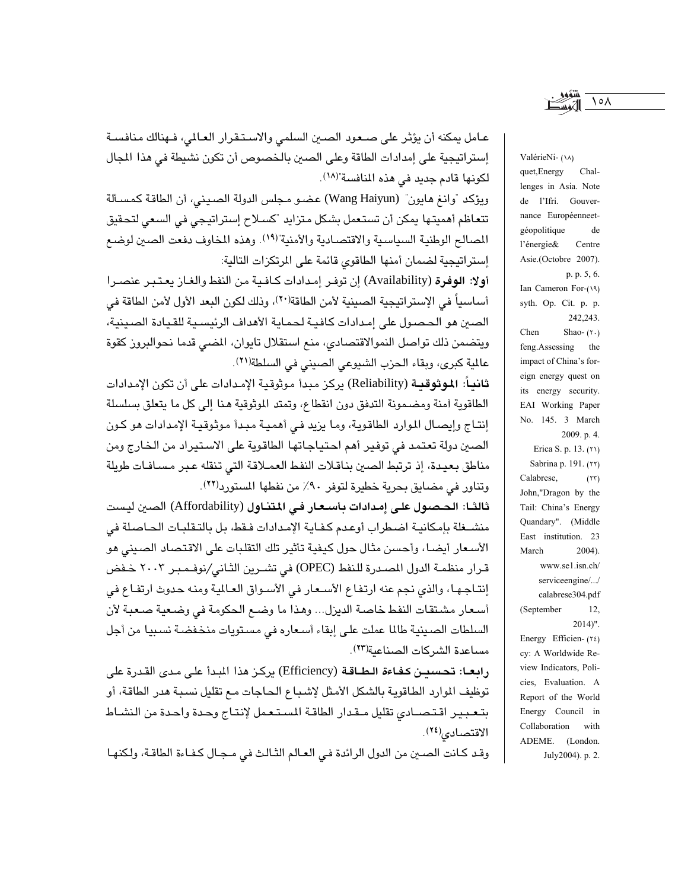عامل يمكنه أن يؤثر على صعود الصين السلمي والاستقرار العالمي، فهنالك منافسة إستراتيجية على إمدادات الطاقة وعلى الصين بالخصوص أن تكون نشيطة في هذا المجال لكونها قادم جديد في هذه المنافسة"[١٨].

ويؤكد "وانغ هايون" (Wang Haiyun) عضو مجلس الدولة الصيني، أن الطاقة كمسألة تتعاظم أهميتها يمكن أن تستعمل بشكل متزايد "كسلاح إستراتيجي في السعي لتحقيق المصالح الوطنية السياسية والاقتصادية والأمنية"[١٩]. وهذه المخاوف دفعت الصين لوضع إستراتيجية لضمان أمنها الطاقوي قائمة على المرتكزات التالية:

**أولا: الوفرة** (Availability) إن توفر إمدادات كافية من النفط والغاز يعتبر عنصرا أساسياً في الإستراتيجية الصينية لأمن الطاقة[٢٠]، وذلك لكون البعد الأول لأمن الطاقة في الصين هو الحصول على إمدادات كافية لحماية الأهداف الرئيسية للقيادة الصينية، ويتضمن ذلك تواصل النموالاقتصادي، منع استقلال تايوان، المضي قدما نحوالبروز كقوة عالمية كبرى، وبقاء الحزب الشيوعي الصيني في السلطة[٢١].

**ثانياً: الموثوقية** (Reliability) يركز مبدأ موثوقية الإمدادات على أن تكون الإمدادات الطاقوية آمنة ومضمونة التدفق دون انقطاع، وتمتد الموثوقية هنا إلى كل ما يتعلق بسلسلة إنتاج وإيصال الموارد الطاقوية، وما يزيد في أهمية مبدأ موثوقية الإمدادات هو كون الصين دولة تعتمد في توفير أهم احتياجاتها الطاقوية على الاستيراد من الخارج ومن مناطق بعيدة، إذ ترتبط الصين بناقلات النفط العملاقة التي تنقله عبر مسافات طويلة وتناور في مضايق بحرية خطيرة لتوفر ٩٠٪ من نفطها المستورد[٢٢].

**ثالثا: الحصول على إمدادات بأسعار في المتناول** (Affordability) الصين ليست منشغلة بإمكانية اضطراب أوعدم كفاية الإمدادات فقط، بل بالتقلبات الحاصلة في الأسعار أيضا، وأحسن مثال حول كيفية تأثير تلك التقلبات على الاقتصاد الصيني هو قرار منظمة الدول المصدرة للنفط (OPEC) في تشرين الثاني/نوفمبر ٢٠٠٣ خفض إنتاجها، والذي نجم عنه ارتفاع الأسعار في الأسواق العالمية ومنه حدوث ارتفاع في أسعار مشتقات النفط خاصة الديزل... وهذا ما وضع الحكومة في وضعية صعبة لأن السلطات الصينية طالما عملت على إبقاء أسعاره في مستويات منخفضة نسبيا من أجل مساعدة الشركات الصناعية[٢٣].

**رابعا: تحسين كفاءة الطاقة** (Efficiency) يركز هذا المبدأ على مدى القدرة على توظيف الموارد الطاقوية بالشكل الأمثل لإشباع الحاجات مع تقليل نسبة هدر الطاقة، أو بتعبير اقتصادي تقليل مقدار الطاقة المستعمل لإنتاج وحدة واحدة من النشاط الاقتصادي[٢٤].

وقد كانت الصين من الدول الرائدة في العالم الثالث في مجال كفاءة الطاقة، ولكنها

---

(١٨) Valérie Niquet, Energy Challenges in Asia. Note de l'Ifri. Gouvernance Européenne et géopolitique de l'énergie & Centre Asie. (Octobre 2007). p. p. 5, 6.

(١٩) Ian Cameron Forsyth. Op. Cit. p. p. 242,243.

(٢٠) Chen Shaofeng. Assessing the impact of China's foreign energy quest on its energy security. EAI Working Paper No. 145. 3 March 2009. p. 4.

(٢١) Erica S. p. 13.

(٢٢) Sabrina p. 191.

(٢٣) Calabrese, John,"Dragon by the Tail: China's Energy Quandary". (Middle East institution. 23 March 2004). www.se1.isn.ch/serviceengine/.../calabrese304.pdf (September 12, 2014)".

(٢٤) Energy Efficiency: A Worldwide Review Indicators, Policies, Evaluation. A Report of the World Energy Council in Collaboration with ADEME. (London. July2004). p. 2.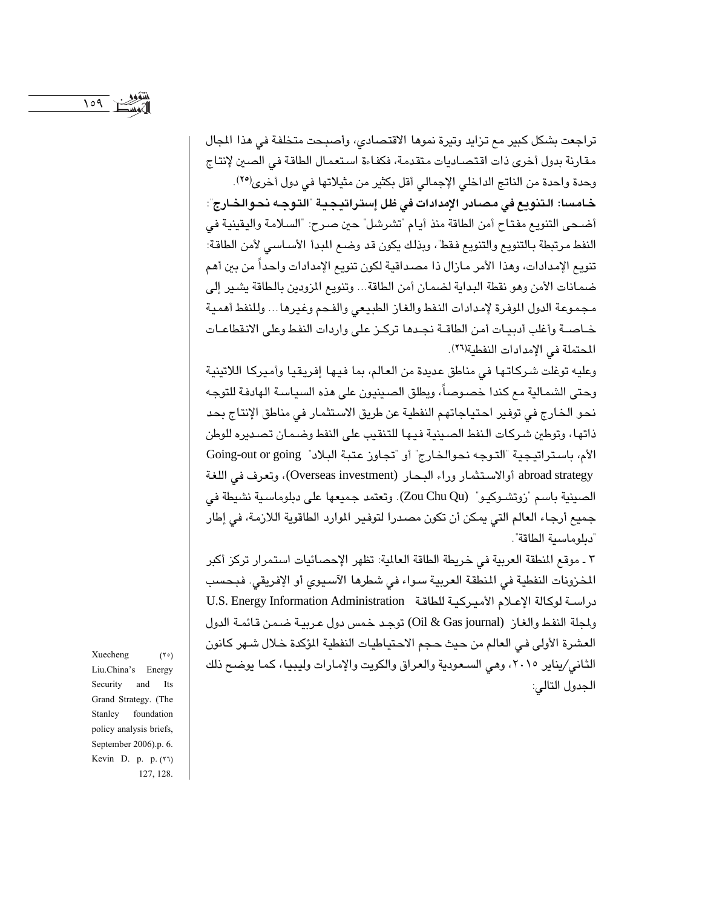تراجعت بشكل كبير مع تزايد وتيرة نموها الاقتصادي، وأصبحت متخلفة في هذا المجال مقارنة بدول أخرى ذات اقتصاديات متقدمة، فكفاءة استعمال الطاقة في الصين لإنتاج وحدة واحدة من الناتج الداخلي الإجمالي أقل بكثير من مثيلاتها في دول أخرى(٢٥).

**خامسا: التنويع في مصادر الإمدادات في ظل إستراتيجية "التوجه نحوالخارج":**

أضحى التنويع مفتاح أمن الطاقة منذ أيام "تشرشل" حين صرح: "السلامة واليقينية في النفط مرتبطة بالتنويع والتنويع فقط"، وبذلك يكون قد وضع المبدأ الأساسي لأمن الطاقة: تنويع الإمدادات، وهذا الأمر مازال ذا مصداقية لكون تنويع الإمدادات واحداً من بين أهم ضمانات الأمن وهو نقطة البداية لضمان أمن الطاقة... وتنويع المزودين بالطاقة يشير إلى مجموعة الدول الموفرة لإمدادات النفط والغاز الطبيعي والفحم وغيرها... وللنفط أهمية خاصة وأغلب أدبيات أمن الطاقة نجدها تركز على واردات النفط وعلى الانقطاعات المحتملة في الإمدادات النفطية(٢٦).

وعليه توغلت شركاتها في مناطق عديدة من العالم، بما فيها إفريقيا وأميركا اللاتينية وحتى الشمالية مع كندا خصوصاً، ويطلق الصينيون على هذه السياسة الهادفة للتوجه نحو الخارج في توفير احتياجاتهم النفطية عن طريق الاستثمار في مناطق الإنتاج بحد ذاتها، وتوطين شركات النفط الصينية فيها للتنقيب على النفط وضمان تصديره للوطن الأم، باستراتيجية "التوجه نحوالخارج" أو "تجاوز عتبة البلاد" Going-out or going abroad strategy أوالاستثمار وراء البحار (Overseas investment)، وتعرف في اللغة الصينية باسم "زوتشوكيو" (Zou Chu Qu). وتعتمد جميعها على دبلوماسية نشيطة في جميع أرجاء العالم التي يمكن أن تكون مصدرا لتوفير الموارد الطاقوية اللازمة، في إطار "دبلوماسية الطاقة".

٣ ـ موقع المنطقة العربية في خريطة الطاقة العالمية: تظهر الإحصائيات استمرار تركز أكبر المخزونات النفطية في المنطقة العربية سواء في شطرها الآسيوي أو الإفريقي. فبحسب دراسة لوكالة الإعلام الأميركية للطاقة U.S. Energy Information Administration ولمجلة النفط والغاز (Oil & Gas journal) توجد خمس دول عربية ضمن قائمة الدول العشرة الأولى في العالم من حيث حجم الاحتياطيات النفطية المؤكدة خلال شهر كانون الثاني/يناير ٢٠١٥، وهي السعودية والعراق والكويت والإمارات وليبيا، كما يوضح ذلك الجدول التالي:

---

(٢٥) Xuecheng Liu.China's Energy Security and Its Grand Strategy. (The Stanley foundation policy analysis briefs, September 2006).p. 6.

(٢٦) Kevin D. p. p. 127, 128.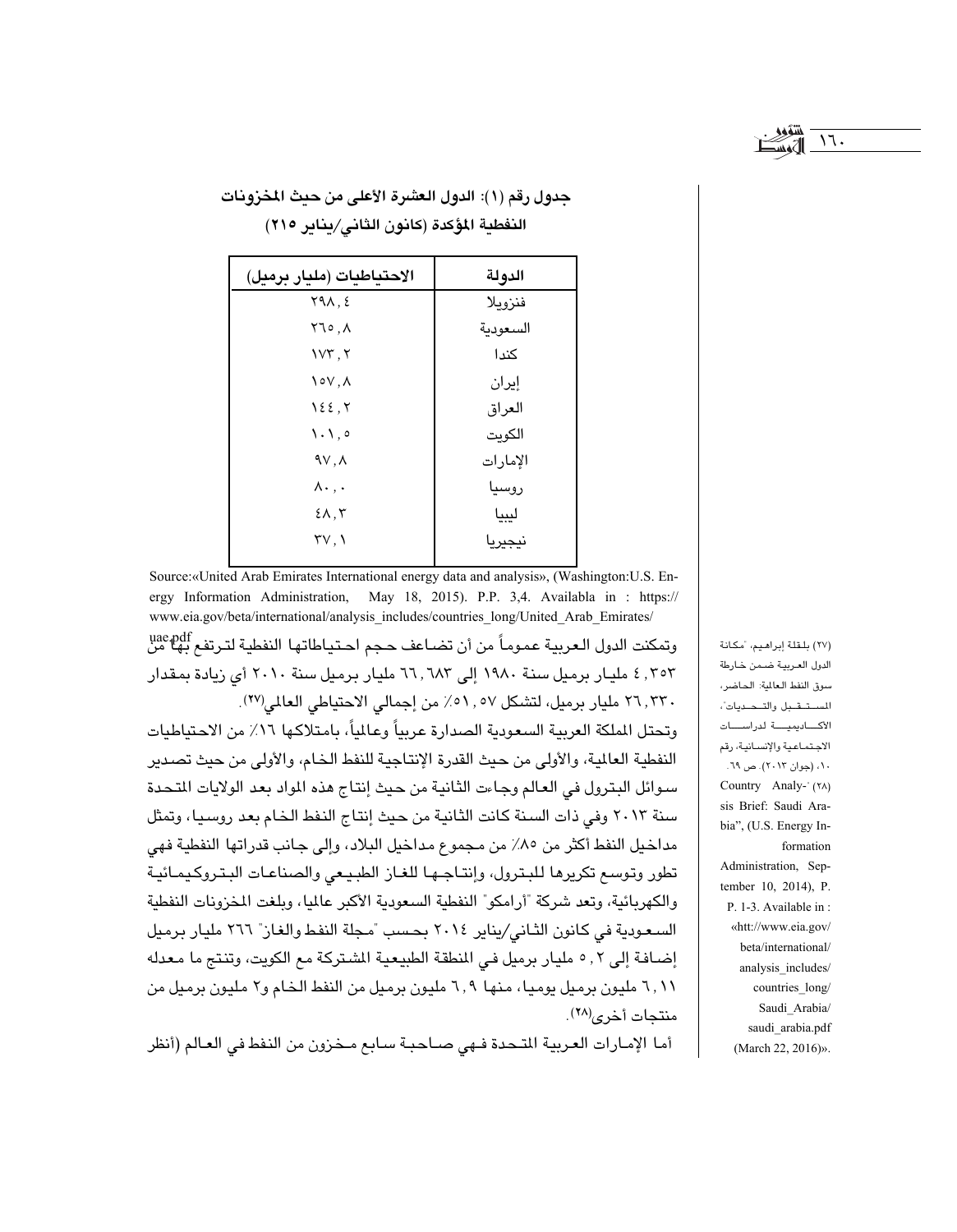**جدول رقم (١): الدول العشرة الأعلى من حيث المخزونات النفطية المؤكدة (كانون الثاني/يناير ٢١٥)**

| الدولة | الاحتياطيات (مليار برميل) |
|---|---|
| فنزويلا | ٢٩٨,٤ |
| السعودية | ٢٦٥,٨ |
| كندا | ١٧٣,٢ |
| إيران | ١٥٧,٨ |
| العراق | ١٤٤,٢ |
| الكويت | ١٠١,٥ |
| الإمارات | ٩٧,٨ |
| روسيا | ٨٠,٠ |
| ليبيا | ٤٨,٣ |
| نيجيريا | ٣٧,١ |

Source:«United Arab Emirates International energy data and analysis», (Washington:U.S. Energy Information Administration, May 18, 2015). P.P. 3,4. Availabla in : https://www.eia.gov/beta/international/analysis_includes/countries_long/United_Arab_Emirates/uae.pdf

وتمكنت الدول العربية عموماً من أن تضاعف حجم احتياطاتها النفطية لترتفع بها من ٤,٣٥٣ مليار برميل سنة ١٩٨٠ إلى ٦٦,٦٨٣ مليار برميل سنة ٢٠١٠ أي زيادة بمقدار ٢٦,٣٣٠ مليار برميل، لتشكل ٥١,٥٧٪ من إجمالي الاحتياطي العالمي[٢٧].

وتحتل المملكة العربية السعودية الصدارة عربياً وعالمياً، بامتلاكها ١٦٪ من الاحتياطيات النفطية العالمية، والأولى من حيث القدرة الإنتاجية للنفط الخام، والأولى من حيث تصدير سوائل البترول في العالم وجاءت الثانية من حيث إنتاج هذه المواد بعد الولايات المتحدة سنة ٢٠١٣ وفي ذات السنة كانت الثانية من حيث إنتاج النفط الخام بعد روسيا، وتمثل مداخيل النفط أكثر من ٨٥٪ من مجموع مداخيل البلاد، وإلى جانب قدراتها النفطية فهي تطور وتوسع تكريرها للبترول، وإنتاجها للغاز الطبيعي والصناعات البتروكيمائية والكهربائية، وتعد شركة "أرامكو" النفطية السعودية الأكبر عالميا، وبلغت المخزونات النفطية السعودية في كانون الثاني/يناير ٢٠١٤ بحسب "مجلة النفط والغاز" ٢٦٦ مليار برميل إضافة إلى ٥,٢ مليار برميل في المنطقة الطبيعية المشتركة مع الكويت، وتنتج ما معدله ٦,١١ مليون برميل يوميا، منها ٦,٩ مليون برميل من النفط الخام و٢ مليون برميل من منتجات أخرى[٢٨].

أما الإمارات العربية المتحدة فهي صاحبة سابع مخزون من النفط في العالم (أنظر

---

(٢٧) بلقلة إبراهيم، "مكانة الدول العربية ضمن خارطة سوق النفط العالمية: الحاضر، المستقبل والتحديات"، الأكاديمية لدراسات الاجتماعية والإنسانية، رقم ١٠، (جوان ٢٠١٣). ص ٦٩.

(٢٨) "Country Analysis Brief: Saudi Arabia", (U.S. Energy Information Administration, September 10, 2014), P. P. 1-3. Available in : «htt://www.eia.gov/beta/international/analysis_includes/countries_long/Saudi_Arabia/saudi_arabia.pdf (March 22, 2016)».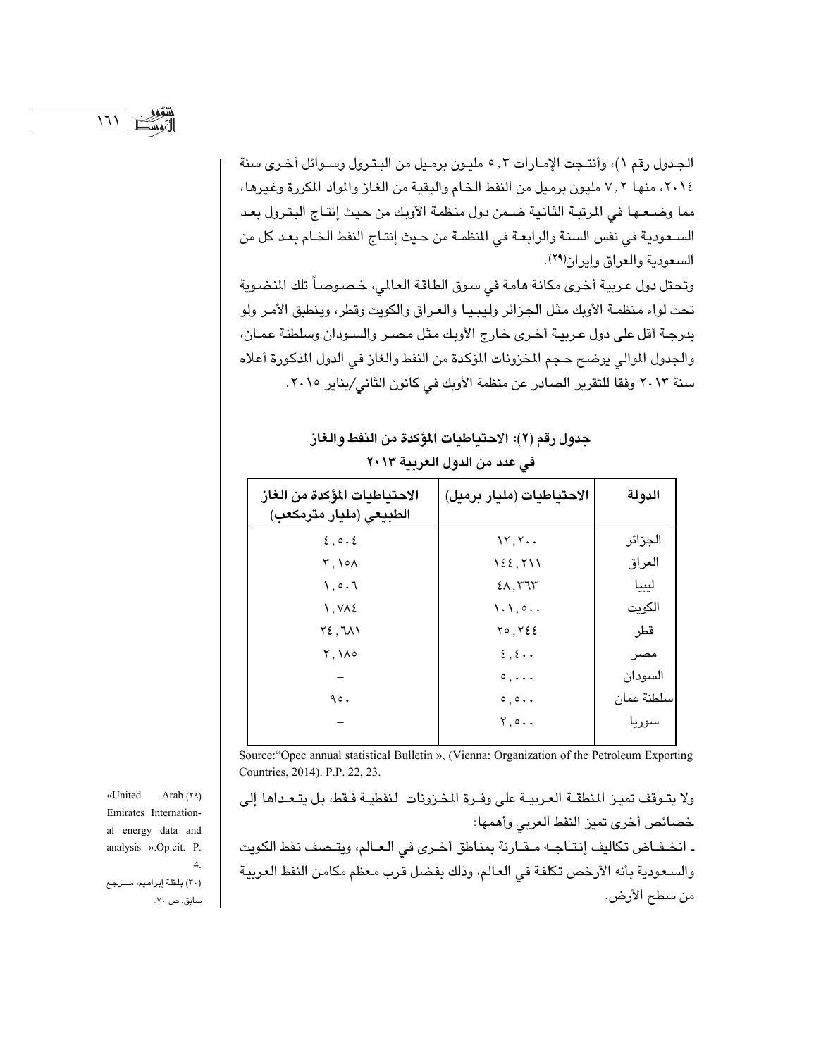الجدول رقم ١)، وأنتجت الإمارات ٥,٣ مليون برميل من البترول وسوائل أخرى سنة ٢٠١٤، منها ٧,٢ مليون برميل من النفط الخام والبقية من الغاز والمواد المكررة وغيرها، مما وضعها في المرتبة الثانية ضمن دول منظمة الأوبك من حيث إنتاج البترول بعد السعودية في نفس السنة والرابعة في المنظمة من حيث إنتاج النفط الخام بعد كل من السعودية والعراق وإيران[٢٩].

وتحتل دول عربية أخرى مكانة هامة في سوق الطاقة العالمي، خصوصاً تلك المنضوية تحت لواء منظمة الأوبك مثل الجزائر وليبيا والعراق والكويت وقطر، وينطبق الأمر ولو بدرجة أقل على دول عربية أخرى خارج الأوبك مثل مصر والسودان وسلطنة عمان، والجدول الموالي يوضح حجم المخزونات المؤكدة من النفط والغاز في الدول المذكورة أعلاه سنة ٢٠١٣ وفقا للتقرير الصادر عن منظمة الأوبك في كانون الثاني/يناير ٢٠١٥.

**جدول رقم (٢): الاحتياطيات المؤكدة من النفط والغاز في عدد من الدول العربية ٢٠١٣**

| الدولة | الاحتياطيات (مليار برميل) | الاحتياطيات المؤكدة من الغاز الطبيعي (مليار مترمكعب) |
|---|---|---|
| الجزائر | ١٢,٢٠٠ | ٤,٥٠٤ |
| العراق | ١٤٤,٢١١ | ٣,١٥٨ |
| ليبيا | ٤٨,٣٦٣ | ١,٥٠٦ |
| الكويت | ١٠١,٥٠٠ | ١,٧٨٤ |
| قطر | ٢٥,٢٤٤ | ٢٤,٦٨١ |
| مصر | ٤,٤٠٠ | ٢,١٨٥ |
| السودان | ٥,٠٠٠ | – |
| سلطنة عمان | ٥,٥٠٠ | ٩٥٠ |
| سوريا | ٢,٥٠٠ | – |

Source:“Opec annual statistical Bulletin », (Vienna: Organization of the Petroleum Exporting Countries, 2014). P.P. 22, 23.

ولا يتوقف تميز المنطقة العربية على وفرة المخزونات لنفطية فقط، بل يتعداها إلى خصائص أخرى تميز النفط العربي وأهمها:

- انخفاض تكاليف إنتاجه مقارنة بمناطق أخرى في العالم، ويتصف نفط الكويت والسعودية بأنه الأرخص تكلفة في العالم، وذلك بفضل قرب معظم مكامن النفط العربية من سطح الأرض.

---

(٢٩) «United Arab Emirates International energy data and analysis ».Op.cit. P. 4.

(٣٠) بلقلة إبراهيم، مرجع سابق. ص ٧٠.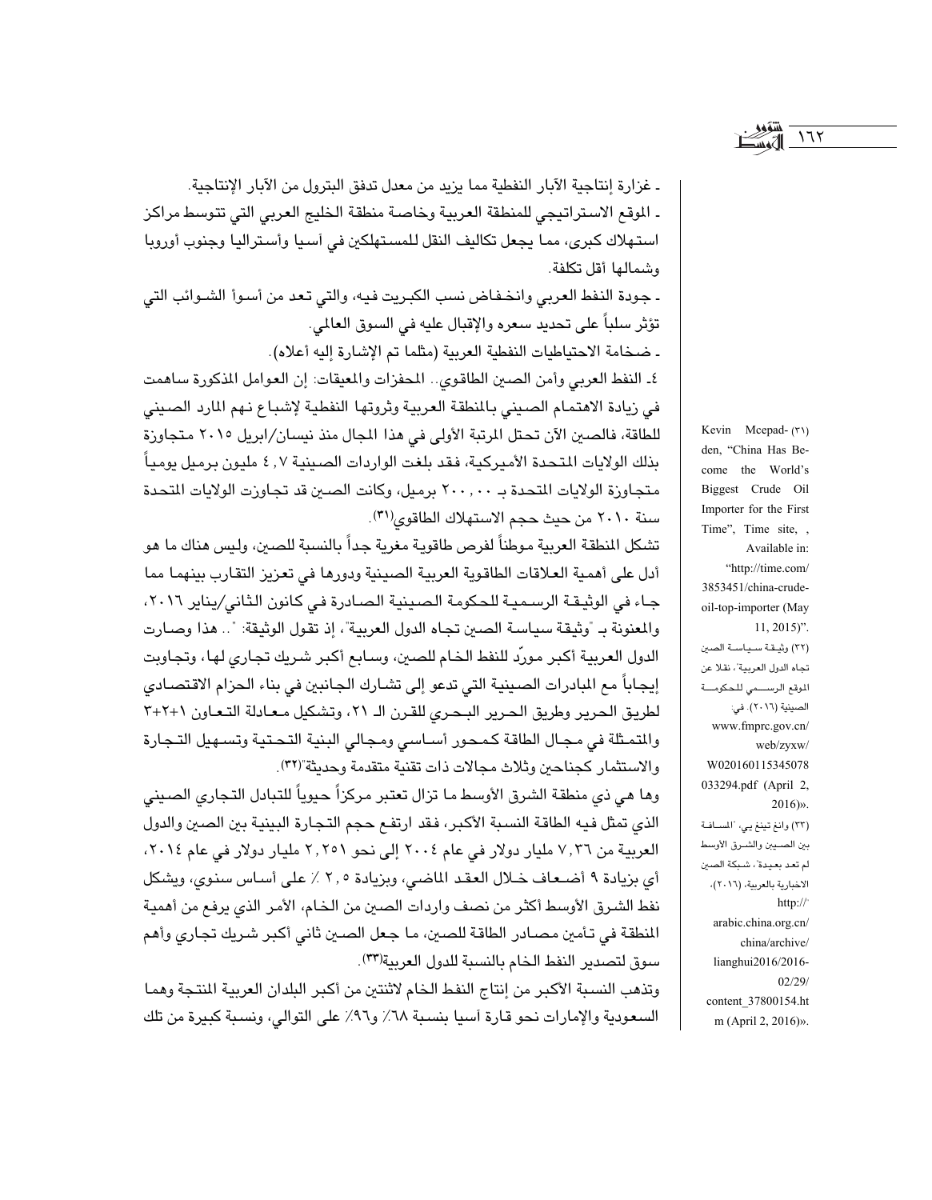- غزارة إنتاجية الآبار النفطية مما يزيد من معدل تدفق البترول من الآبار الإنتاجية.

- الموقع الاستراتيجي للمنطقة العربية وخاصة منطقة الخليج العربي التي تتوسط مراكز استهلاك كبرى، مما يجعل تكاليف النقل للمستهلكين في آسيا وأستراليا وجنوب أوروبا وشمالها أقل تكلفة.

- جودة النفط العربي وانخفاض نسب الكبريت فيه، والتي تعد من أسوأ الشوائب التي تؤثر سلباً على تحديد سعره والإقبال عليه في السوق العالمي.

- ضخامة الاحتياطيات النفطية العربية (مثلما تم الإشارة إليه أعلاه).

٤- النفط العربي وأمن الصين الطاقوي.. المحفزات والمعيقات: إن العوامل المذكورة ساهمت في زيادة الاهتمام الصيني بالمنطقة العربية وثروتها النفطية لإشباع نهم المارد الصيني للطاقة، فالصين الآن تحتل المرتبة الأولى في هذا المجال منذ نيسان/ابريل ٢٠١٥ متجاوزة بذلك الولايات المتحدة الأميركية، فقد بلغت الواردات الصينية ٤,٧ مليون برميل يومياً متجاوزة الولايات المتحدة بـ ٢٠٠,٠٠ برميل، وكانت الصين قد تجاوزت الولايات المتحدة سنة ٢٠١٠ من حيث حجم الاستهلاك الطاقوي[(٣١)].

تشكل المنطقة العربية موطناً لفرص طاقوية مغرية جداً بالنسبة للصين، وليس هناك ما هو أدل على أهمية العلاقات الطاقوية العربية الصينية ودورها في تعزيز التقارب بينهما مما جاء في الوثيقة الرسمية للحكومة الصينية الصادرة في كانون الثاني/يناير ٢٠١٦، والمعنونة بـ "وثيقة سياسة الصين تجاه الدول العربية"، إذ تقول الوثيقة: ".. هذا وصارت الدول العربية أكبر مورّد للنفط الخام للصين، وسابع أكبر شريك تجاري لها، وتجاوبت إيجاباً مع المبادرات الصينية التي تدعو إلى تشارك الجانبين في بناء الحزام الاقتصادي لطريق الحرير وطريق الحرير البحري للقرن الـ ٢١، وتشكيل معادلة التعاون ١+٢+٣ والمتمثلة في مجال الطاقة كمحور أساسي ومجالي البنية التحتية وتسهيل التجارة والاستثمار كجناحين وثلاث مجالات ذات تقنية متقدمة وحديثة"[(٣٢)].

وها هي ذي منطقة الشرق الأوسط ما تزال تعتبر مركزاً حيوياً للتبادل التجاري الصيني الذي تمثل فيه الطاقة النسبة الأكبر، فقد ارتفع حجم التجارة البينية بين الصين والدول العربية من ٧,٣٦ مليار دولار في عام ٢٠٠٤ إلى نحو ٢,٢٥١ مليار دولار في عام ٢٠١٤، أي بزيادة ٩ أضعاف خلال العقد الماضي، وبزيادة ٢,٥ ٪ على أساس سنوي، ويشكل نفط الشرق الأوسط أكثر من نصف واردات الصين من الخام، الأمر الذي يرفع من أهمية المنطقة في تأمين مصادر الطاقة للصين، ما جعل الصين ثاني أكبر شريك تجاري وأهم سوق لتصدير النفط الخام بالنسبة للدول العربية[(٣٣)].

وتذهب النسبة الأكبر من إنتاج النفط الخام لاثنتين من أكبر البلدان العربية المنتجة وهما السعودية والإمارات نحو قارة آسيا بنسبة ٦٨٪ و٩٦٪ على التوالي، ونسبة كبيرة من تلك

---

(٣١) Kevin Mcepadden, "China Has Become the World's Biggest Crude Oil Importer for the First Time", Time site, , Available in: "http://time.com/3853451/china-crude-oil-top-importer (May 11, 2015)".

(٣٢) وثيقة سياسة الصين تجاه الدول العربية"، نقلا عن الموقع الرسمي للحكومة الصينية (٢٠١٦). في: www.fmprc.gov.cn/web/zyxw/W020160115345078033294.pdf (April 2, 2016)».

(٣٣) وانغ تينغ يي، "المسافة بين الصين والشرق الأوسط لم تعد بعيدة"، شبكة الصين الاخبارية بالعربية، (٢٠١٦)، http://arabic.china.org.cn/china/archive/lianghui2016/2016-02/29/content_37800154.htm (April 2, 2016)».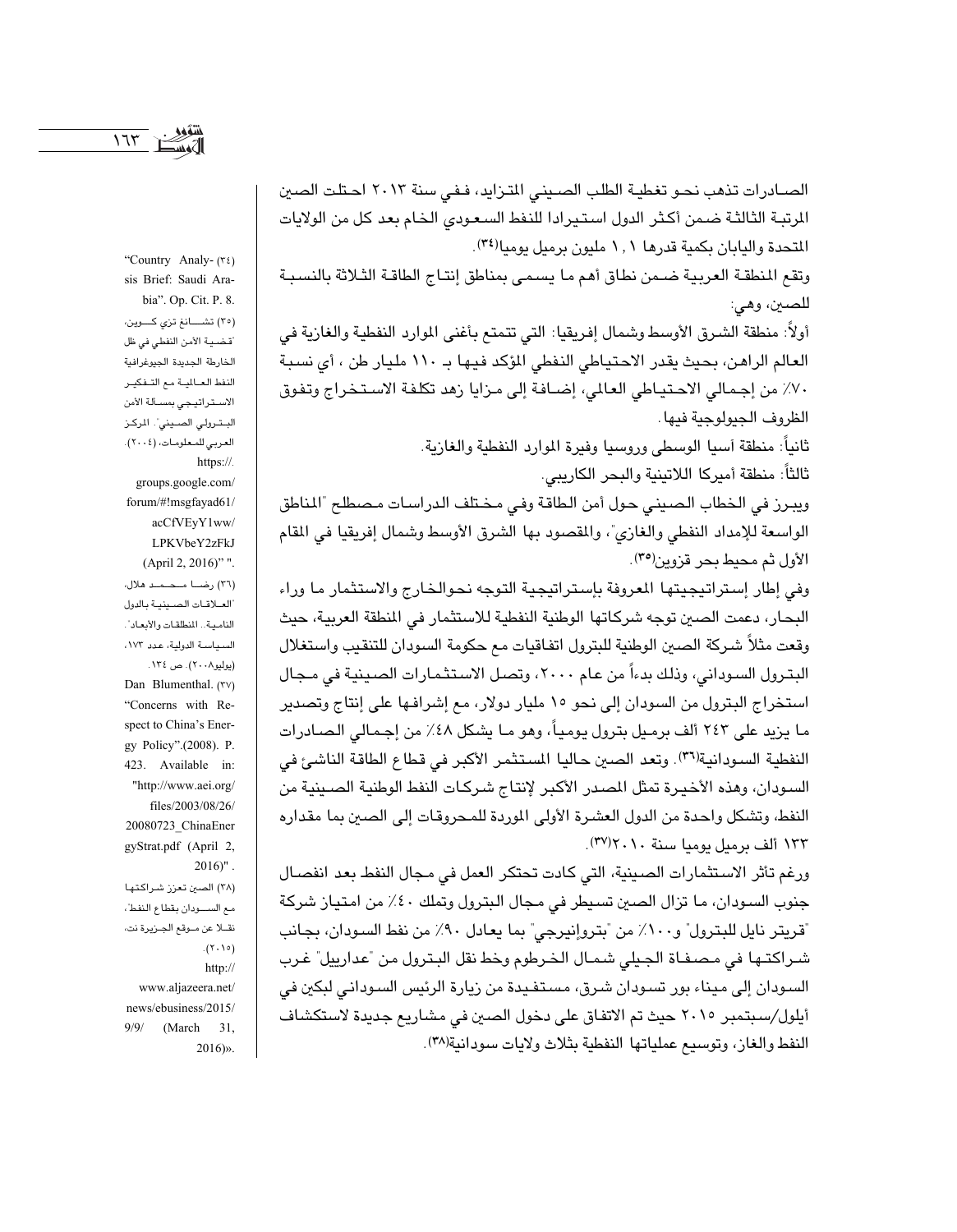الصـادرات تذهب نحـو تغطيـة الطلب الصـيني المتزايد، ففـي سنة ٢٠١٣ احتلت الصـين المرتبـة الثالثـة ضـمن أكثر الدول استـيرادا للنفط السعـودي الخام بعد كل من الولايات المتحدة واليابان بكمية قدرها ١,١ مليون برميل يوميا(٣٤).

وتقع المنطقـة العربيـة ضـمن نطاق أهم مـا يسمـى بمناطق إنتـاج الطاقـة الثـلاثة بالنسبـة للصـين، وهي:

أولاً: منطقة الشـرق الأوسط وشمال إفريقيا: التي تتمتع بأغنى الموارد النفطية والغازية في العالم الراهن، بحيث يقدر الاحتياطي النفطي المؤكد فيها بـ ١١٠ مليار طن ، أي نسبـة ٧٠٪ من إجمـالي الاحـتيـاطي العالمي، إضـافـة إلى مـزايا زهد تكلفـة الاسـتخـراج وتفـوق الظروف الجيولوجية فيها.

ثانياً: منطقة آسيا الوسطى وروسيا وفيرة الموارد النفطية والغازية.

ثالثاً: منطقة أميركا اللاتينية والبحر الكاريبي.

ويبـرز في الخطاب الصـيني حول أمن الطاقة وفي مـختلف الدراسـات مـصطلح "المناطق الواسعة للإمداد النفطي والغازي"، والمقصود بها الشرق الأوسط وشمال إفريقيا في المقام الأول ثم محيط بحر قزوين(٣٥).

وفي إطار إستراتيجيتها المعروفة بإستـراتيجية التوجه نحوالخارج والاستثمار مـا وراء البحار، دعمت الصين توجه شركاتها الوطنية النفطية للاستثمار في المنطقة العربية، حيث وقعت مثلاً شـركة الصين الوطنية للبترول اتفـاقيات مع حكومة السودان للتنقيب واستغلال البتـرول السوداني، وذلك بدءاً من عـام ٢٠٠٠، وتصـل الاستثـمارات الصينية في مـجال استخراج البترول من السودان إلى نحو ١٥ مليار دولار، مع إشرافها على إنتاج وتصدير ما يزيد على ٢٤٣ ألف برمـيل بترول يومـياً، وهو مـا يشكل ٤٨٪ من إجـمالي الصـادرات النفطية السـودانية(٣٦). وتعد الصين حاليا المستثمر الأكبر في قطاع الطاقة الناشئ في السـودان، وهذه الأخيـرة تمثل المصدر الأكبر لإنتاج شـركـات النفط الوطنية الصـينية من النفط، وتشكل واحدة من الدول العشـرة الأولى الموردة للمحروقات إلى الصين بما مقداره ١٣٣ ألف برميل يوميا سنة ٢٠١٠(٣٧).

ورغم تأثر الاستثمارات الصينية، التي كادت تحتكر العمل في مجال النفط بعد انفصـال جنوب السـودان، مـا تزال الصين تسيطر في مـجال البترول وتملك ٤٠٪ من امـتياز شـركة "قريتر نايل للبترول" و١٠٠٪ من "بتروإنيرجي" بما يعادل ٩٠٪ من نفط السودان، بجـانب شـراكتـهـا في مـصفـاة الجـيلي شمـال الخـرطوم وخط نقل البـترول من "عدارييل" غـرب السودان إلى مـيناء بور تسودان شـرق، مستـفـيدة من زيارة الرئيس السوداني لبكين في أيلول/سبتمبر ٢٠١٥ حيث تم الاتفاق على دخول الصين في مشاريع جديدة لاستكشاف النفط والغاز، وتوسيع عملياتها النفطية بثلاث ولايات سودانية(٣٨).

---

(٣٤) "Country Analysis Brief: Saudi Arabia". Op. Cit. P. 8.

(٣٥) تشـانغ تزي كـوين، "قضـية الأمن النفطي في ظل الخارطة الجديدة الجيوغرافية النفط العـالمية مع التـفكير الاسـتراتيجي بمسـألة الأمن البتـرولي الصيني". المركـز العربي للمعلومات، (٢٠٠٤). https://groups.google.com/forum/#!msgfayad61/acCfVEyY1ww/LPKVbeY2zFkJ (April 2, 2016)".

(٣٦) رضـا مـحمـد هلال، "العـلاقـات الصـينيـة بالدول النامية.. المنطلقات والأبعاد". السياسة الدولية، عدد ١٧٣، (يوليو٢٠٠٨). ص ١٣٤.

(٣٧) Dan Blumenthal. "Concerns with Respect to China's Energy Policy".(2008). P. 423. Available in: "http://www.aei.org/files/2003/08/26/20080723_ChinaEnergyStrat.pdf (April 2, 2016)".

(٣٨) الصين تعزز شراكتها مع السـودان بقطاع النفط"، نقـلا عن مـوقع الجـزيرة نت، (٢٠١٥). http://www.aljazeera.net/news/ebusiness/2015/9/9/ (March 31, 2016)».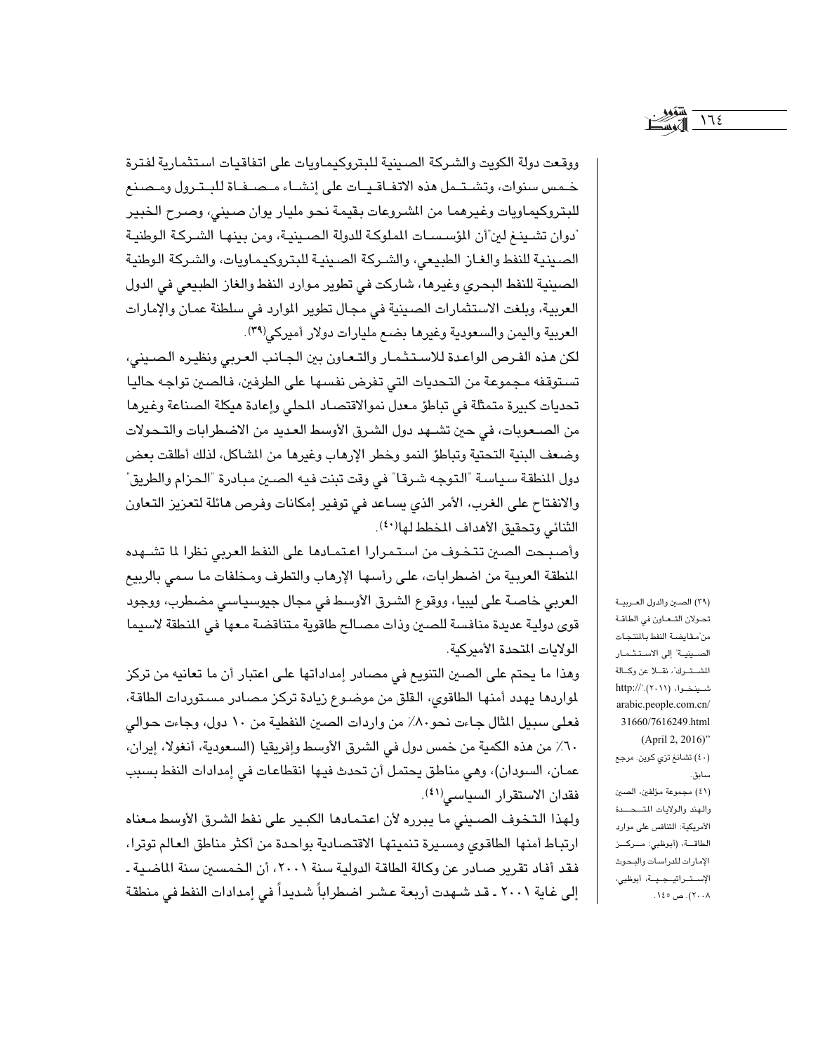ووقعت دولة الكويت والشركة الصينية للبتروكيماويات على اتفاقيات استثمارية لفترة خمس سنوات، وتشتمل هذه الاتفاقيات على إنشاء مصفاة للبترول ومصنع للبتروكيماويات وغيرهما من المشروعات بقيمة نحو مليار يوان صيني، وصرح الخبير "دوان تشينغ لين"أن المؤسسات المملوكة للدولة الصينية، ومن بينها الشركة الوطنية الصينية للنفط والغاز الطبيعي، والشركة الصينية للبتروكيماويات، والشركة الوطنية الصينية للنفط البحري وغيرها، شاركت في تطوير موارد النفط والغاز الطبيعي في الدول العربية، وبلغت الاستثمارات الصينية في مجال تطوير الموارد في سلطنة عمان والإمارات العربية واليمن والسعودية وغيرها بضع مليارات دولار أميركي(٣٩).

لكن هذه الفرص الواعدة للاستثمار والتعاون بين الجانب العربي ونظيره الصيني، تستوقفه مجموعة من التحديات التي تفرض نفسها على الطرفين، فالصين تواجه حاليا تحديات كبيرة متمثلة في تباطؤ معدل نموالاقتصاد المحلي وإعادة هيكلة الصناعة وغيرها من الصعوبات، في حين تشهد دول الشرق الأوسط العديد من الاضطرابات والتحولات وضعف البنية التحتية وتباطؤ النمو وخطر الإرهاب وغيرها من المشاكل، لذلك أطلقت بعض دول المنطقة سياسة "التوجه شرقا" في وقت تبنت فيه الصين مبادرة "الحزام والطريق" والانفتاح على الغرب، الأمر الذي يساعد في توفير إمكانات وفرص هائلة لتعزيز التعاون الثنائي وتحقيق الأهداف المخطط لها(٤٠).

وأصبحت الصين تتخوف من استمرارا اعتمادها على النفط العربي نظرا لما تشهده المنطقة العربية من اضطرابات، على رأسها الإرهاب والتطرف ومخلفات ما سمي بالربيع العربي خاصة على ليبيا، ووقوع الشرق الأوسط في مجال جيوسياسي مضطرب، ووجود قوى دولية عديدة منافسة للصين وذات مصالح طاقوية متناقضة معها في المنطقة لاسيما الولايات المتحدة الأميركية.

وهذا ما يحتم على الصين التنويع في مصادر إمداداتها على اعتبار أن ما تعانيه من تركز لمواردها يهدد أمنها الطاقوي، القلق من موضوع زيادة تركز مصادر مستوردات الطاقة، فعلى سبيل المثال جاءت نحو٨٠٪ من واردات الصين النفطية من ١٠ دول، وجاءت حوالي ٦٠٪ من هذه الكمية من خمس دول في الشرق الأوسط وإفريقيا (السعودية، أنغولا، إيران، عمان، السودان)، وهي مناطق يحتمل أن تحدث فيها انقطاعات في إمدادات النفط بسبب فقدان الاستقرار السياسي(٤١).

ولهذا التخوف الصيني ما يبرره لأن اعتمادها الكبير على نفط الشرق الأوسط معناه ارتباط أمنها الطاقوي ومسيرة تنميتها الاقتصادية بواحدة من أكثر مناطق العالم توترا، فقد أفاد تقرير صادر عن وكالة الطاقة الدولية سنة ٢٠٠١، أن الخمسين سنة الماضية ـ إلى غاية ٢٠٠١ ـ قد شهدت أربعة عشر اضطراباً شديداً في إمدادات النفط في منطقة

(٣٩) الصين والدول العربية تحولان التعاون في الطاقة من"مقايضة النفط بالمنتجات الصينية" إلى الاستثمار المشترك"، نقلا عن وكالة شينخوا، (٢٠١١)."http:// arabic.people.com.cn/31660/7616249.html (April 2, 2016)"

(٤٠) تشانغ تزي كوين. مرجع سابق.

(٤١) مجموعة مؤلفين، الصين والهند والولايات المتحدة الأمريكية: التنافس على موارد الطاقة، (أبوظبي: مركز الإمارات للدراسات والبحوث الإستراتيجية، أبوظبي، ٢٠٠٨). ص ١٤٥.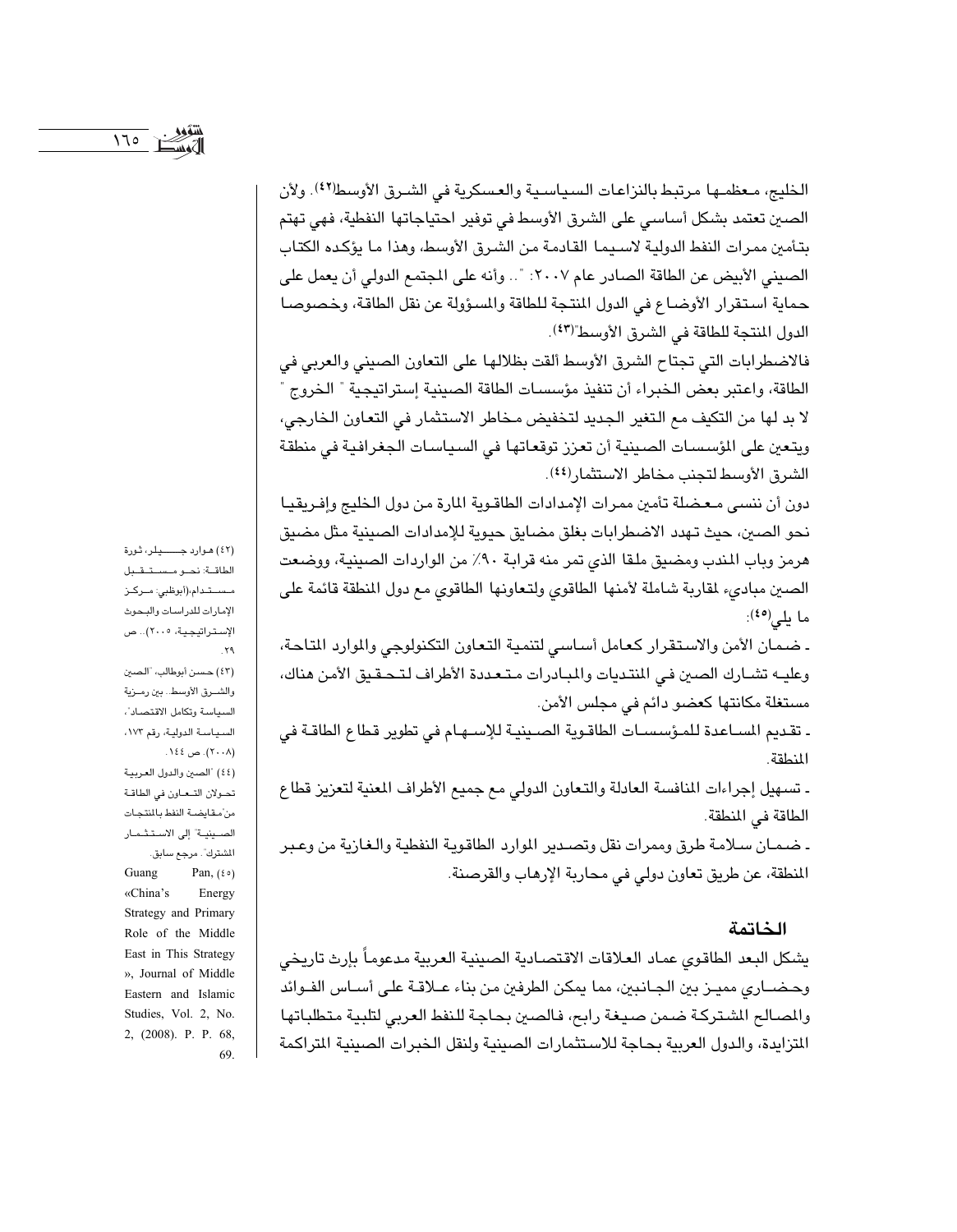الخليج، معظمها مرتبط بالنزاعات السياسية والعسكرية في الشرق الأوسط[42]. ولأن الصين تعتمد بشكل أساسي على الشرق الأوسط في توفير احتياجاتها النفطية، فهي تهتم بتأمين ممرات النفط الدولية لاسيما القادمة من الشرق الأوسط، وهذا ما يؤكده الكتاب الصيني الأبيض عن الطاقة الصادر عام ٢٠٠٧: ".. وأنه على المجتمع الدولي أن يعمل على حماية استقرار الأوضاع في الدول المنتجة للطاقة والمسؤولة عن نقل الطاقة، وخصوصا الدول المنتجة للطاقة في الشرق الأوسط"[43].

فالاضطرابات التي تجتاح الشرق الأوسط ألقت بظلالها على التعاون الصيني والعربي في الطاقة، واعتبر بعض الخبراء أن تنفيذ مؤسسات الطاقة الصينية إستراتيجية " الخروج " لا بد لها من التكيف مع التغير الجديد لتخفيض مخاطر الاستثمار في التعاون الخارجي، ويتعين على المؤسسات الصينية أن تعزز توقعاتها في السياسات الجغرافية في منطقة الشرق الأوسط لتجنب مخاطر الاستثمار[44].

دون أن ننسى معضلة تأمين ممرات الإمدادات الطاقوية المارة من دول الخليج وإفريقيا نحو الصين، حيث تهدد الاضطرابات بغلق مضايق حيوية للإمدادات الصينية مثل مضيق هرمز وباب المندب ومضيق ملقا الذي تمر منه قرابة ٩٠٪ من الواردات الصينية، ووضعت الصين مبادىء لمقاربة شاملة لأمنها الطاقوي ولتعاونها الطاقوي مع دول المنطقة قائمة على ما يلي[45]:

- ضمان الأمن والاستقرار كعامل أساسي لتنمية التعاون التكنولوجي والموارد المتاحة، وعليه تشارك الصين في المنتديات والمبادرات متعددة الأطراف لتحقيق الأمن هناك، مستغلة مكانتها كعضو دائم في مجلس الأمن.
- تقديم المساعدة للمؤسسات الطاقوية الصينية للإسهام في تطوير قطاع الطاقة في المنطقة.
- تسهيل إجراءات المنافسة العادلة والتعاون الدولي مع جميع الأطراف المعنية لتعزيز قطاع الطاقة في المنطقة.
- ضمان سلامة طرق وممرات نقل وتصدير الموارد الطاقوية النفطية والغازية من وعبر المنطقة، عن طريق تعاون دولي في محاربة الإرهاب والقرصنة.

## الخاتمة

يشكل البعد الطاقوي عماد العلاقات الاقتصادية الصينية العربية مدعوماً بإرث تاريخي وحضاري مميز بين الجانبين، مما يمكن الطرفين من بناء علاقة على أساس الفوائد والمصالح المشتركة ضمن صيغة رابح، فالصين بحاجة للنفط العربي لتلبية متطلباتها المتزايدة، والدول العربية بحاجة للاستثمارات الصينية ولنقل الخبرات الصينية المتراكمة

---

(٤٢) هوارد جيلر، ثورة الطاقة: نحو مستقبل مستدام،(أبوظبي: مركز الإمارات للدراسات والبحوث الإستراتيجية، ٢٠٠٥).. ص ٢٩.

(٤٣) حسن أبوطالب، "الصين والشرق الأوسط.. بين رمزية السياسة وتكامل الاقتصاد"، السياسة الدولية، رقم ١٧٣، (٢٠٠٨). ص ١٤٤.

(٤٤) "الصين والدول العربية تحولان التعاون في الطاقة من"مقايضة النفط بالمنتجات الصينية" إلى الاستثمار المشترك". مرجع سابق.

(٤٥) Guang Pan, «China's Energy Strategy and Primary Role of the Middle East in This Strategy », Journal of Middle Eastern and Islamic Studies, Vol. 2, No. 2, (2008). P. P. 68, 69.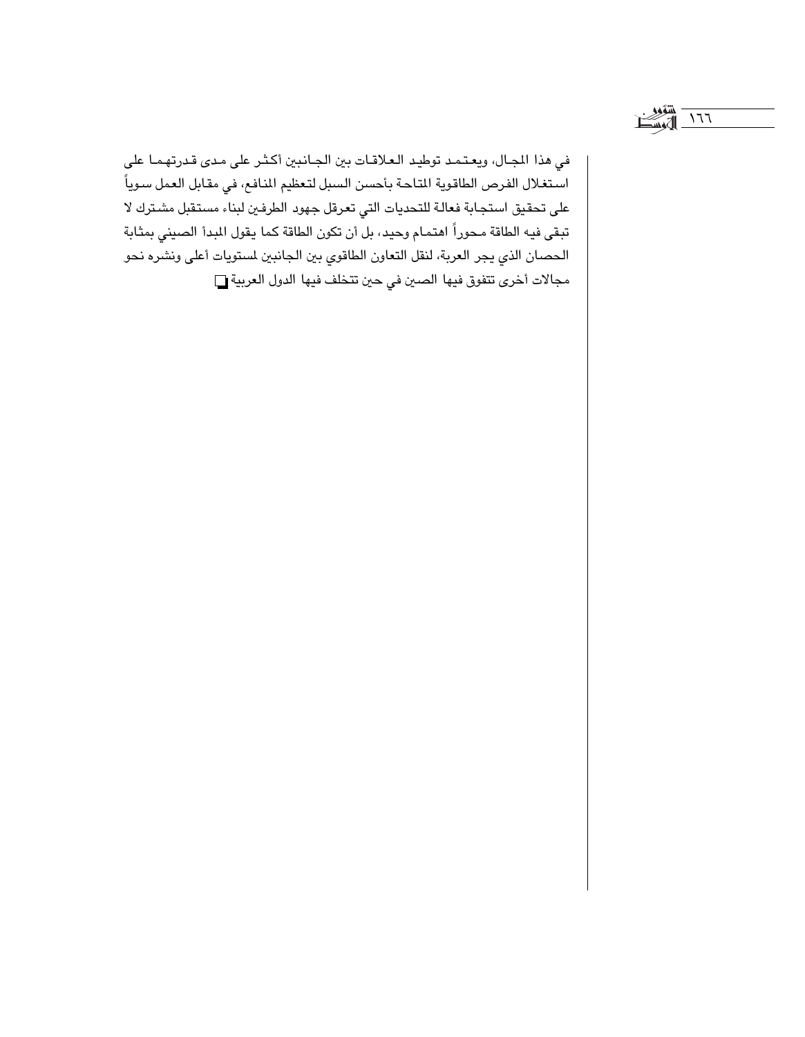في هذا المجال، ويعتمد توطيد العلاقات بين الجانبين أكثر على مدى قدرتهما على استغلال الفرص الطاقوية المتاحة بأحسن السبل لتعظيم المنافع، في مقابل العمل سوياً على تحقيق استجابة فعالة للتحديات التي تعرقل جهود الطرفين لبناء مستقبل مشترك لا تبقى فيه الطاقة محوراً اهتمام وحيد، بل أن تكون الطاقة كما يقول المبدأ الصيني بمثابة الحصان الذي يجر العربة، لنقل التعاون الطاقوي بين الجانبين لمستويات أعلى ونشره نحو مجالات أخرى تتفوق فيها الصين في حين تتخلف فيها الدول العربية ❑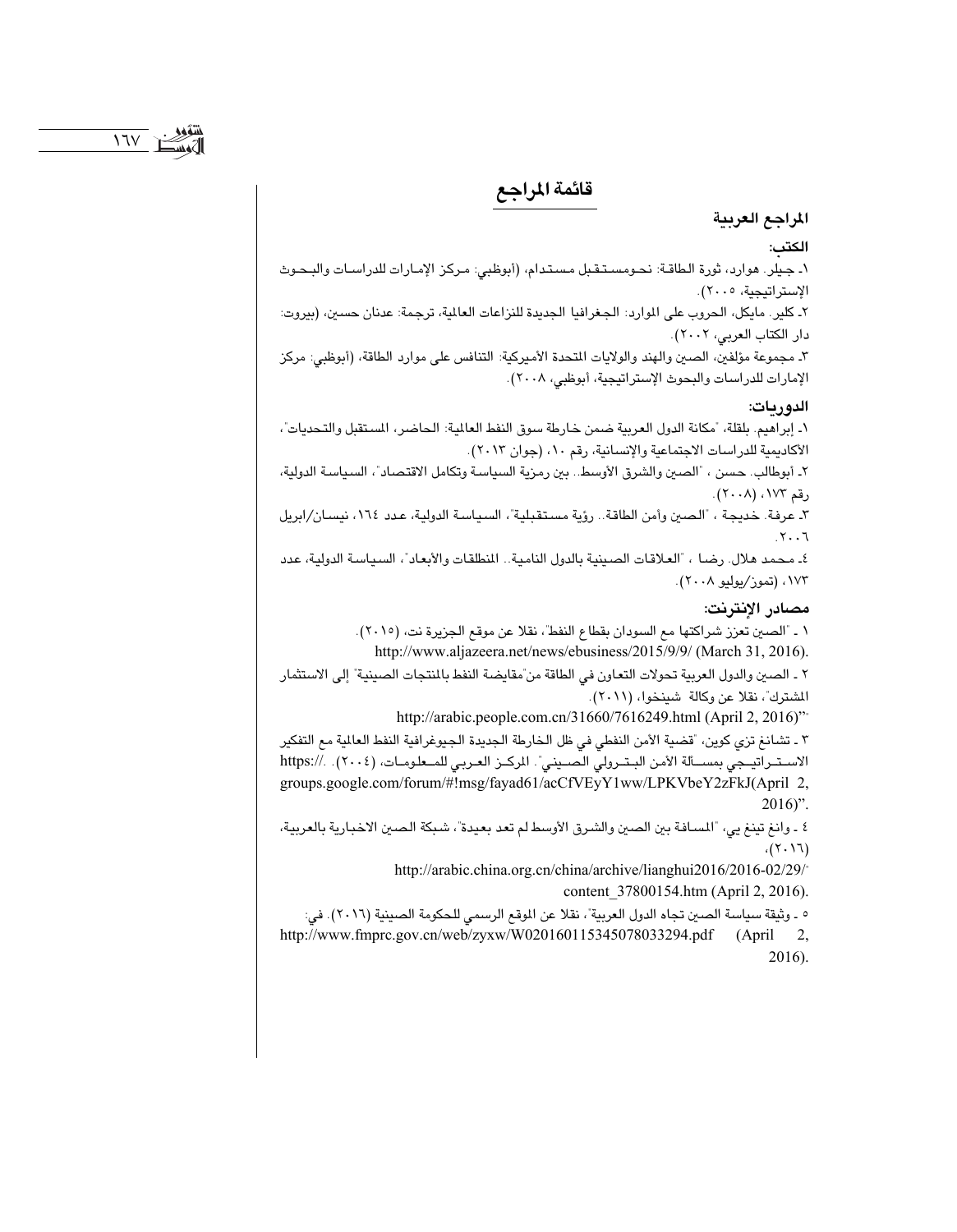# قائمة المراجع

## المراجع العربية

### الكتب:

١ـ جيلر. هوارد، ثورة الطاقة: نحومستقبل مستدام، (أبوظبي: مركز الإمارات للدراسات والبحوث الإستراتيجية، ٢٠٠٥).

٢ـ كلير. مايكل، الحروب على الموارد: الجغرافيا الجديدة للنزاعات العالمية، ترجمة: عدنان حسين، (بيروت: دار الكتاب العربي، ٢٠٠٢).

٣ـ مجموعة مؤلفين، الصين والهند والولايات المتحدة الأميركية: التنافس على موارد الطاقة، (أبوظبي: مركز الإمارات للدراسات والبحوث الإستراتيجية، أبوظبي، ٢٠٠٨).

### الدوريات:

١ـ إبراهيم. بلقلة، "مكانة الدول العربية ضمن خارطة سوق النفط العالمية: الحاضر، المستقبل والتحديات"، الأكاديمية للدراسات الاجتماعية والإنسانية، رقم ١٠، (جوان ٢٠١٣).

٢ـ أبوطالب. حسن ، "الصين والشرق الأوسط.. بين رمزية السياسة وتكامل الاقتصاد"، السياسة الدولية، رقم ١٧٣، (٢٠٠٨).

٣ـ عرفة. خديجة ، "الصين وأمن الطاقة.. رؤية مستقبلية"، السياسة الدولية، عدد ١٦٤، نيسان/ابريل ٢٠٠٦.

٤ـ محمد هلال. رضا ، "العلاقات الصينية بالدول النامية.. المنطلقات والأبعاد"، السياسة الدولية، عدد ١٧٣، (تموز/يوليو ٢٠٠٨).

### مصادر الإنترنت:

١ ـ "الصين تعزز شراكتها مع السودان بقطاع النفط"، نقلا عن موقع الجزيرة نت، (٢٠١٥).
http://www.aljazeera.net/news/ebusiness/2015/9/9/ (March 31, 2016).

٢ ـ الصين والدول العربية تحولات التعاون في الطاقة من"مقايضة النفط بالمنتجات الصينية" إلى الاستثمار المشترك"، نقلا عن وكالة شينخوا، (٢٠١١).
http://arabic.people.com.cn/31660/7616249.html (April 2, 2016)""

٣ ـ تشانغ تزي كوين، "قضية الأمن النفطي في ظل الخارطة الجديدة الجيوغرافية النفط العالمية مع التفكير الاستراتيجي بمسألة الأمن البترولي الصيني". المركز العربي للمعلومات، (٢٠٠٤). ://.https
groups.google.com/forum/#!msg/fayad61/acCfVEyY1ww/LPKVbeY2zFkJ(April 2, 2016)".

٤ ـ وانغ تينغ يي، "المسافة بين الصين والشرق الأوسط لم تعد بعيدة"، شبكة الصين الاخبارية بالعربية، (٢٠١٦)،
http://arabic.china.org.cn/china/archive/lianghui2016/2016-02/29/' content_37800154.htm (April 2, 2016).

٥ ـ وثيقة سياسة الصين تجاه الدول العربية"، نقلا عن الموقع الرسمي للحكومة الصينية (٢٠١٦). في:
http://www.fmprc.gov.cn/web/zyxw/W020160115345078033294.pdf (April 2, 2016).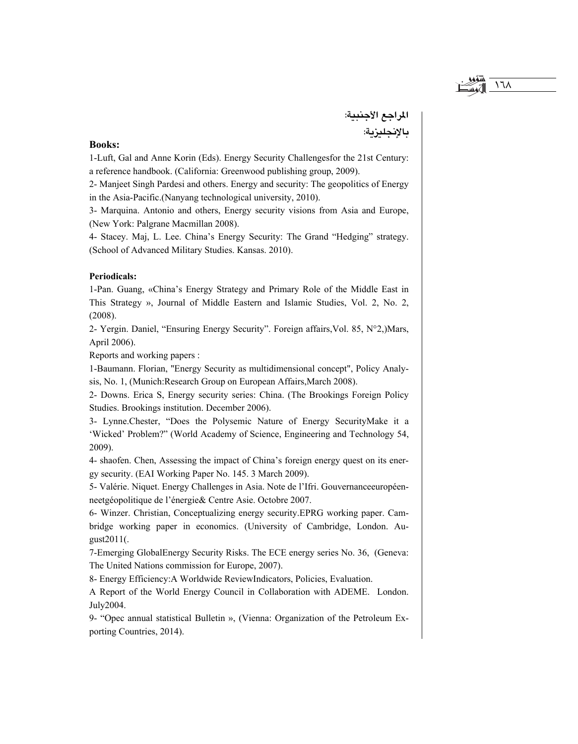## المراجع الأجنبية:

### بالإنجليزية:

**Books:**

1-Luft, Gal and Anne Korin (Eds). Energy Security Challengesfor the 21st Century: a reference handbook. (California: Greenwood publishing group, 2009).

2- Manjeet Singh Pardesi and others. Energy and security: The geopolitics of Energy in the Asia-Pacific.(Nanyang technological university, 2010).

3- Marquina. Antonio and others, Energy security visions from Asia and Europe, (New York: Palgrane Macmillan 2008).

4- Stacey. Maj, L. Lee. China's Energy Security: The Grand "Hedging" strategy. (School of Advanced Military Studies. Kansas. 2010).

**Periodicals:**

1-Pan. Guang, «China's Energy Strategy and Primary Role of the Middle East in This Strategy », Journal of Middle Eastern and Islamic Studies, Vol. 2, No. 2, (2008).

2- Yergin. Daniel, "Ensuring Energy Security". Foreign affairs,Vol. 85, N°2,)Mars, April 2006).

Reports and working papers :

1-Baumann. Florian, "Energy Security as multidimensional concept", Policy Analysis, No. 1, (Munich:Research Group on European Affairs,March 2008).

2- Downs. Erica S, Energy security series: China. (The Brookings Foreign Policy Studies. Brookings institution. December 2006).

3- Lynne.Chester, "Does the Polysemic Nature of Energy SecurityMake it a 'Wicked' Problem?" (World Academy of Science, Engineering and Technology 54, 2009).

4- shaofen. Chen, Assessing the impact of China's foreign energy quest on its energy security. (EAI Working Paper No. 145. 3 March 2009).

5- Valérie. Niquet. Energy Challenges in Asia. Note de l'Ifri. Gouvernanceeuropéenneetgéopolitique de l'énergie& Centre Asie. Octobre 2007.

6- Winzer. Christian, Conceptualizing energy security.EPRG working paper. Cambridge working paper in economics. (University of Cambridge, London. August2011(.

7-Emerging GlobalEnergy Security Risks. The ECE energy series No. 36, (Geneva: The United Nations commission for Europe, 2007).

8- Energy Efficiency:A Worldwide ReviewIndicators, Policies, Evaluation.

A Report of the World Energy Council in Collaboration with ADEME. London. July2004.

9- "Opec annual statistical Bulletin », (Vienna: Organization of the Petroleum Exporting Countries, 2014).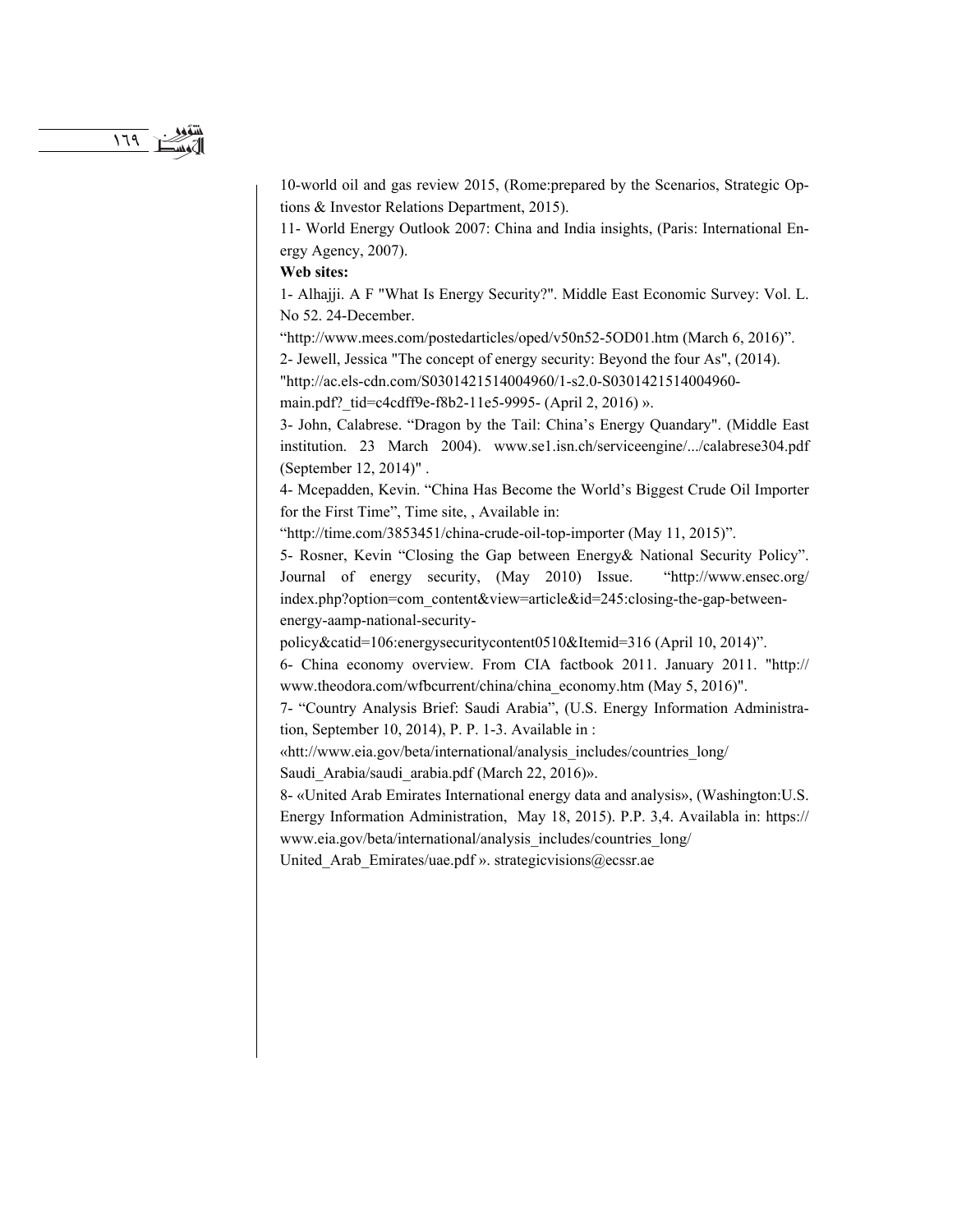10-world oil and gas review 2015, (Rome:prepared by the Scenarios, Strategic Options & Investor Relations Department, 2015).

11- World Energy Outlook 2007: China and India insights, (Paris: International Energy Agency, 2007).

**Web sites:**

1- Alhajji. A F "What Is Energy Security?". Middle East Economic Survey: Vol. L. No 52. 24-December.

"http://www.mees.com/postedarticles/oped/v50n52-5OD01.htm (March 6, 2016)".

2- Jewell, Jessica "The concept of energy security: Beyond the four As", (2014). "http://ac.els-cdn.com/S0301421514004960/1-s2.0-S0301421514004960-main.pdf?_tid=c4cdff9e-f8b2-11e5-9995- (April 2, 2016) ».

3- John, Calabrese. "Dragon by the Tail: China's Energy Quandary". (Middle East institution. 23 March 2004). www.se1.isn.ch/serviceengine/.../calabrese304.pdf (September 12, 2014)" .

4- Mcepadden, Kevin. "China Has Become the World's Biggest Crude Oil Importer for the First Time", Time site, , Available in:

"http://time.com/3853451/china-crude-oil-top-importer (May 11, 2015)".

5- Rosner, Kevin "Closing the Gap between Energy& National Security Policy". Journal of energy security, (May 2010) Issue. "http://www.ensec.org/index.php?option=com_content&view=article&id=245:closing-the-gap-between-energy-aamp-national-security-policy&catid=106:energysecuritycontent0510&Itemid=316 (April 10, 2014)".

6- China economy overview. From CIA factbook 2011. January 2011. "http://www.theodora.com/wfbcurrent/china/china_economy.htm (May 5, 2016)".

7- "Country Analysis Brief: Saudi Arabia", (U.S. Energy Information Administration, September 10, 2014), P. P. 1-3. Available in :

«htt://www.eia.gov/beta/international/analysis_includes/countries_long/Saudi_Arabia/saudi_arabia.pdf (March 22, 2016)».

8- «United Arab Emirates International energy data and analysis», (Washington:U.S. Energy Information Administration, May 18, 2015). P.P. 3,4. Availabla in: https://www.eia.gov/beta/international/analysis_includes/countries_long/United_Arab_Emirates/uae.pdf ». strategicvisions@ecssr.ae